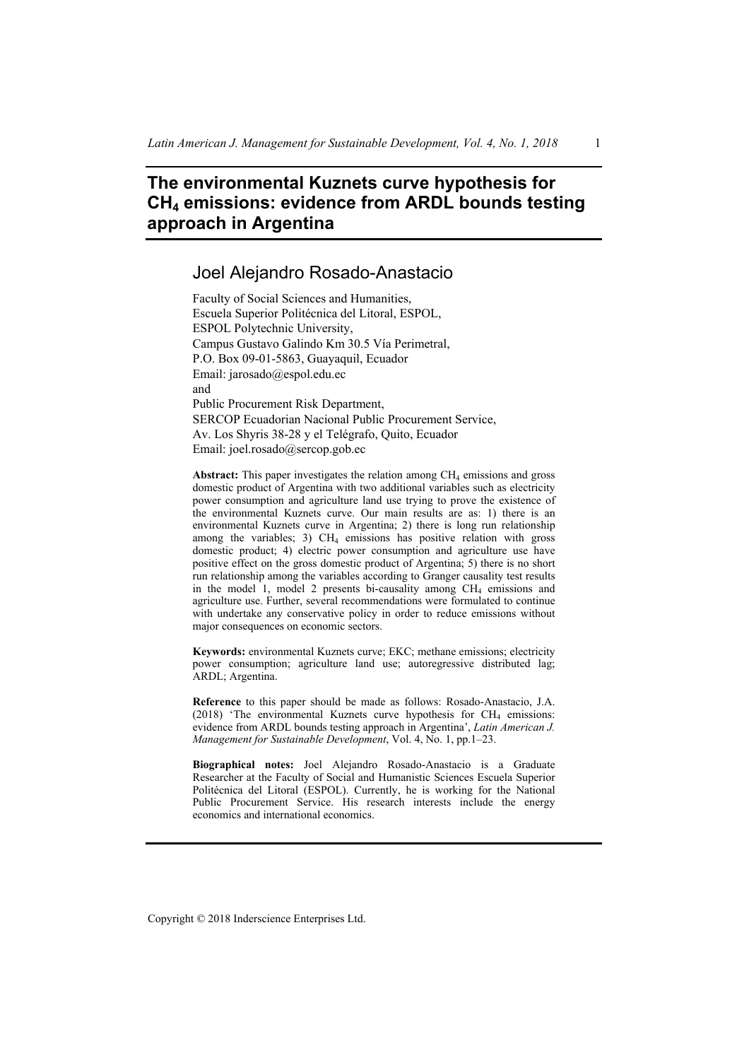# The environmental Kuznets curve hypothesis for $CH_4$ emissions: evidence from ARDL bounds testing approach in Argentina

## Joel Alejandro Rosado-Anastacio

Faculty of Social Sciences and Humanities,
Escuela Superior Politécnica del Litoral, ESPOL,
ESPOL Polytechnic University,
Campus Gustavo Galindo Km 30.5 Vía Perimetral,
P.O. Box 09-01-5863, Guayaquil, Ecuador
Email: jarosado@espol.edu.ec
and
Public Procurement Risk Department,
SERCOP Ecuadorian Nacional Public Procurement Service,
Av. Los Shyris 38-28 y el Telégrafo, Quito, Ecuador
Email: joel.rosado@sercop.gob.ec

**Abstract:** This paper investigates the relation among $CH_4$ emissions and gross domestic product of Argentina with two additional variables such as electricity power consumption and agriculture land use trying to prove the existence of the environmental Kuznets curve. Our main results are as: 1) there is an environmental Kuznets curve in Argentina; 2) there is long run relationship among the variables; 3) $CH_4$ emissions has positive relation with gross domestic product; 4) electric power consumption and agriculture use have positive effect on the gross domestic product of Argentina; 5) there is no short run relationship among the variables according to Granger causality test results in the model 1, model 2 presents bi-causality among $CH_4$ emissions and agriculture use. Further, several recommendations were formulated to continue with undertake any conservative policy in order to reduce emissions without major consequences on economic sectors.

**Keywords:** environmental Kuznets curve; EKC; methane emissions; electricity power consumption; agriculture land use; autoregressive distributed lag; ARDL; Argentina.

**Reference** to this paper should be made as follows: Rosado-Anastacio, J.A. (2018) 'The environmental Kuznets curve hypothesis for $CH_4$ emissions: evidence from ARDL bounds testing approach in Argentina', *Latin American J. Management for Sustainable Development*, Vol. 4, No. 1, pp.1–23.

**Biographical notes:** Joel Alejandro Rosado-Anastacio is a Graduate Researcher at the Faculty of Social and Humanistic Sciences Escuela Superior Politécnica del Litoral (ESPOL). Currently, he is working for the National Public Procurement Service. His research interests include the energy economics and international economics.

Copyright © 2018 Inderscience Enterprises Ltd.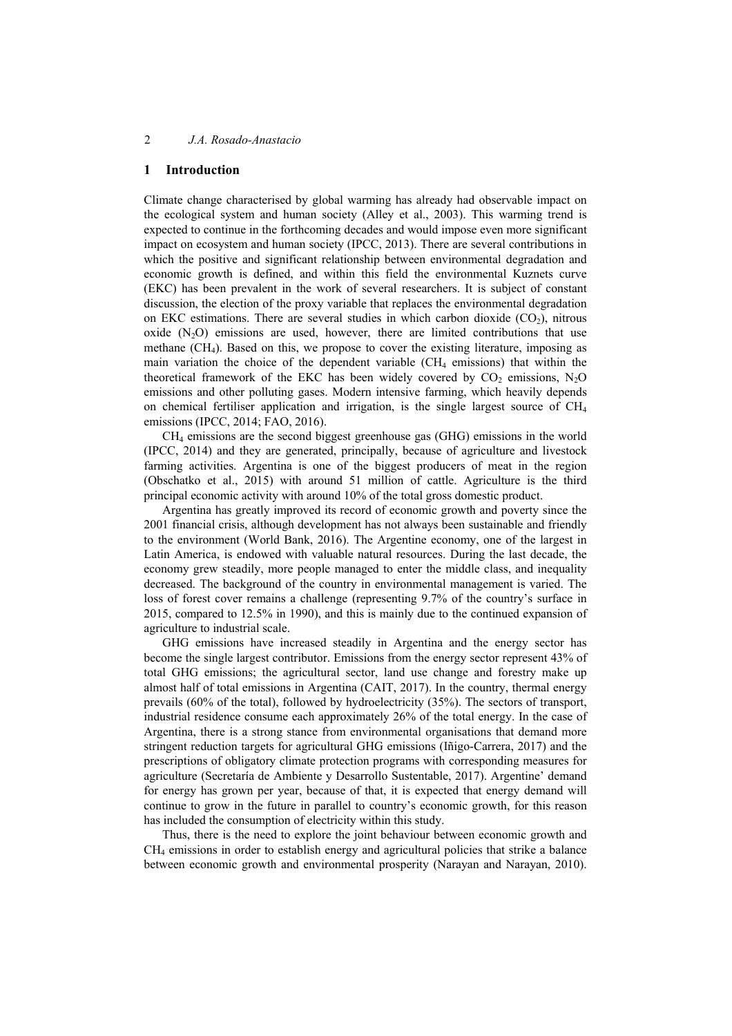## 1 Introduction

Climate change characterised by global warming has already had observable impact on the ecological system and human society (Alley et al., 2003). This warming trend is expected to continue in the forthcoming decades and would impose even more significant impact on ecosystem and human society (IPCC, 2013). There are several contributions in which the positive and significant relationship between environmental degradation and economic growth is defined, and within this field the environmental Kuznets curve (EKC) has been prevalent in the work of several researchers. It is subject of constant discussion, the election of the proxy variable that replaces the environmental degradation on EKC estimations. There are several studies in which carbon dioxide ($CO_2$), nitrous oxide ($N_2O$) emissions are used, however, there are limited contributions that use methane ($CH_4$). Based on this, we propose to cover the existing literature, imposing as main variation the choice of the dependent variable ($CH_4$ emissions) that within the theoretical framework of the EKC has been widely covered by $CO_2$ emissions, $N_2O$ emissions and other polluting gases. Modern intensive farming, which heavily depends on chemical fertiliser application and irrigation, is the single largest source of $CH_4$ emissions (IPCC, 2014; FAO, 2016).

$CH_4$ emissions are the second biggest greenhouse gas (GHG) emissions in the world (IPCC, 2014) and they are generated, principally, because of agriculture and livestock farming activities. Argentina is one of the biggest producers of meat in the region (Obschatko et al., 2015) with around 51 million of cattle. Agriculture is the third principal economic activity with around 10% of the total gross domestic product.

Argentina has greatly improved its record of economic growth and poverty since the 2001 financial crisis, although development has not always been sustainable and friendly to the environment (World Bank, 2016). The Argentine economy, one of the largest in Latin America, is endowed with valuable natural resources. During the last decade, the economy grew steadily, more people managed to enter the middle class, and inequality decreased. The background of the country in environmental management is varied. The loss of forest cover remains a challenge (representing 9.7% of the country's surface in 2015, compared to 12.5% in 1990), and this is mainly due to the continued expansion of agriculture to industrial scale.

GHG emissions have increased steadily in Argentina and the energy sector has become the single largest contributor. Emissions from the energy sector represent 43% of total GHG emissions; the agricultural sector, land use change and forestry make up almost half of total emissions in Argentina (CAIT, 2017). In the country, thermal energy prevails (60% of the total), followed by hydroelectricity (35%). The sectors of transport, industrial residence consume each approximately 26% of the total energy. In the case of Argentina, there is a strong stance from environmental organisations that demand more stringent reduction targets for agricultural GHG emissions (Iñigo-Carrera, 2017) and the prescriptions of obligatory climate protection programs with corresponding measures for agriculture (Secretaría de Ambiente y Desarrollo Sustentable, 2017). Argentine' demand for energy has grown per year, because of that, it is expected that energy demand will continue to grow in the future in parallel to country's economic growth, for this reason has included the consumption of electricity within this study.

Thus, there is the need to explore the joint behaviour between economic growth and $CH_4$ emissions in order to establish energy and agricultural policies that strike a balance between economic growth and environmental prosperity (Narayan and Narayan, 2010).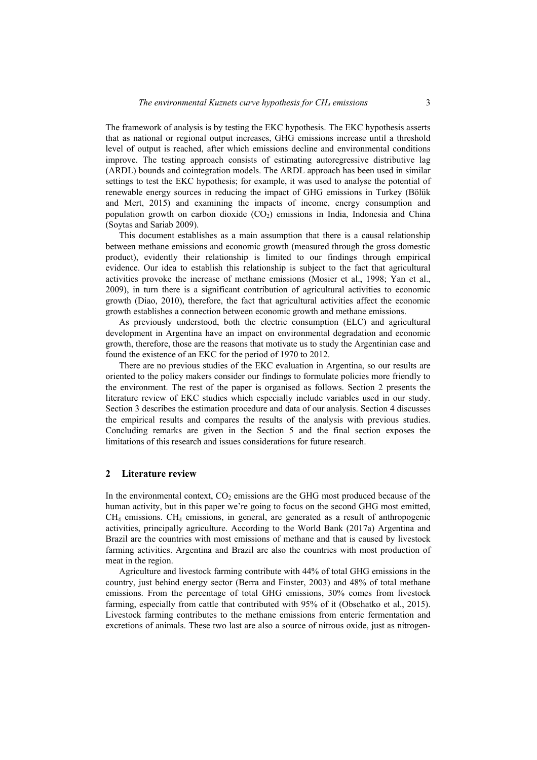The framework of analysis is by testing the EKC hypothesis. The EKC hypothesis asserts that as national or regional output increases, GHG emissions increase until a threshold level of output is reached, after which emissions decline and environmental conditions improve. The testing approach consists of estimating autoregressive distributive lag (ARDL) bounds and cointegration models. The ARDL approach has been used in similar settings to test the EKC hypothesis; for example, it was used to analyse the potential of renewable energy sources in reducing the impact of GHG emissions in Turkey (Bölük and Mert, 2015) and examining the impacts of income, energy consumption and population growth on carbon dioxide ($CO_2$) emissions in India, Indonesia and China (Soytas and Sariab 2009).

This document establishes as a main assumption that there is a causal relationship between methane emissions and economic growth (measured through the gross domestic product), evidently their relationship is limited to our findings through empirical evidence. Our idea to establish this relationship is subject to the fact that agricultural activities provoke the increase of methane emissions (Mosier et al., 1998; Yan et al., 2009), in turn there is a significant contribution of agricultural activities to economic growth (Diao, 2010), therefore, the fact that agricultural activities affect the economic growth establishes a connection between economic growth and methane emissions.

As previously understood, both the electric consumption (ELC) and agricultural development in Argentina have an impact on environmental degradation and economic growth, therefore, those are the reasons that motivate us to study the Argentinian case and found the existence of an EKC for the period of 1970 to 2012.

There are no previous studies of the EKC evaluation in Argentina, so our results are oriented to the policy makers consider our findings to formulate policies more friendly to the environment. The rest of the paper is organised as follows. Section 2 presents the literature review of EKC studies which especially include variables used in our study. Section 3 describes the estimation procedure and data of our analysis. Section 4 discusses the empirical results and compares the results of the analysis with previous studies. Concluding remarks are given in the Section 5 and the final section exposes the limitations of this research and issues considerations for future research.

## 2 Literature review

In the environmental context, $CO_2$ emissions are the GHG most produced because of the human activity, but in this paper we're going to focus on the second GHG most emitted, $CH_4$ emissions. $CH_4$ emissions, in general, are generated as a result of anthropogenic activities, principally agriculture. According to the World Bank (2017a) Argentina and Brazil are the countries with most emissions of methane and that is caused by livestock farming activities. Argentina and Brazil are also the countries with most production of meat in the region.

Agriculture and livestock farming contribute with 44% of total GHG emissions in the country, just behind energy sector (Berra and Finster, 2003) and 48% of total methane emissions. From the percentage of total GHG emissions, 30% comes from livestock farming, especially from cattle that contributed with 95% of it (Obschatko et al., 2015). Livestock farming contributes to the methane emissions from enteric fermentation and excretions of animals. These two last are also a source of nitrous oxide, just as nitrogen-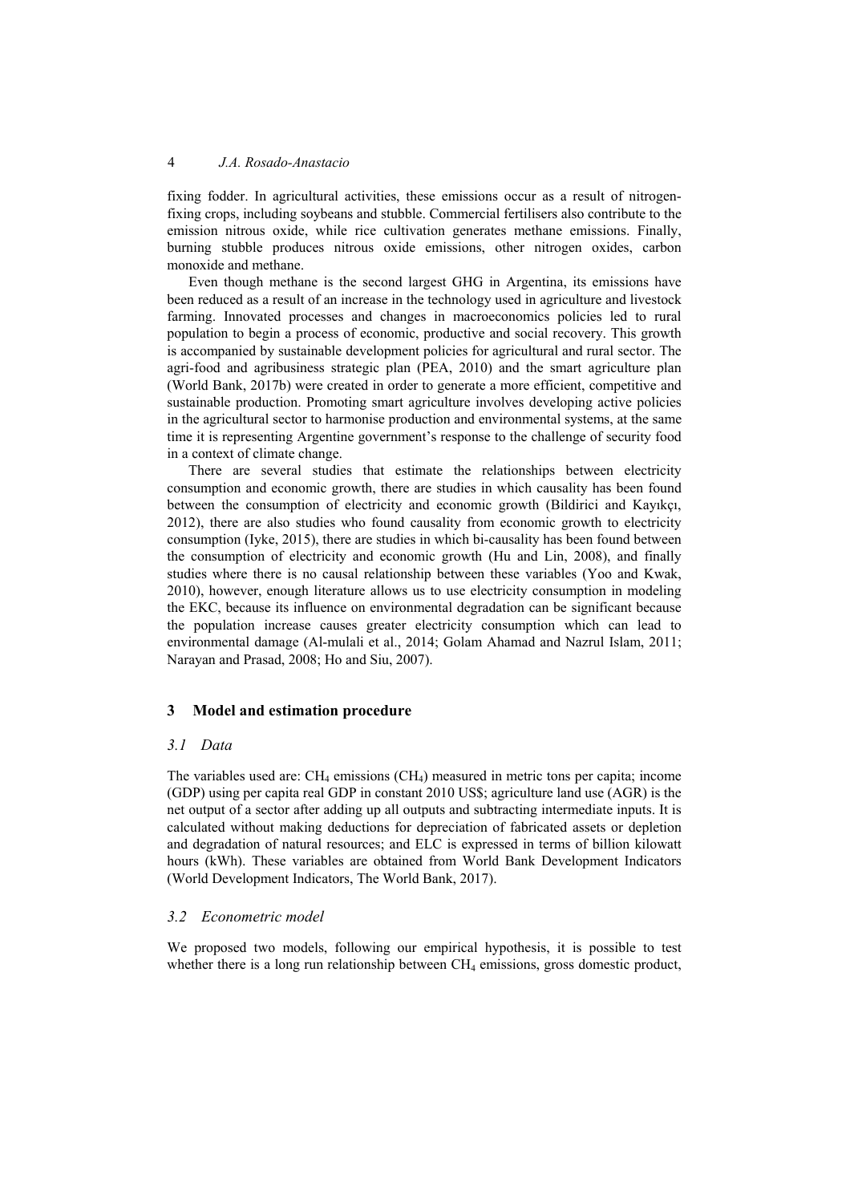fixing fodder. In agricultural activities, these emissions occur as a result of nitrogen-fixing crops, including soybeans and stubble. Commercial fertilisers also contribute to the emission nitrous oxide, while rice cultivation generates methane emissions. Finally, burning stubble produces nitrous oxide emissions, other nitrogen oxides, carbon monoxide and methane.

Even though methane is the second largest GHG in Argentina, its emissions have been reduced as a result of an increase in the technology used in agriculture and livestock farming. Innovated processes and changes in macroeconomics policies led to rural population to begin a process of economic, productive and social recovery. This growth is accompanied by sustainable development policies for agricultural and rural sector. The agri-food and agribusiness strategic plan (PEA, 2010) and the smart agriculture plan (World Bank, 2017b) were created in order to generate a more efficient, competitive and sustainable production. Promoting smart agriculture involves developing active policies in the agricultural sector to harmonise production and environmental systems, at the same time it is representing Argentine government's response to the challenge of security food in a context of climate change.

There are several studies that estimate the relationships between electricity consumption and economic growth, there are studies in which causality has been found between the consumption of electricity and economic growth (Bildirici and Kayıkçı, 2012), there are also studies who found causality from economic growth to electricity consumption (Iyke, 2015), there are studies in which bi-causality has been found between the consumption of electricity and economic growth (Hu and Lin, 2008), and finally studies where there is no causal relationship between these variables (Yoo and Kwak, 2010), however, enough literature allows us to use electricity consumption in modeling the EKC, because its influence on environmental degradation can be significant because the population increase causes greater electricity consumption which can lead to environmental damage (Al-mulali et al., 2014; Golam Ahamad and Nazrul Islam, 2011; Narayan and Prasad, 2008; Ho and Siu, 2007).

## 3 Model and estimation procedure

### *3.1 Data*

The variables used are: $CH_4$ emissions ($CH_4$) measured in metric tons per capita; income (GDP) using per capita real GDP in constant 2010 US$; agriculture land use (AGR) is the net output of a sector after adding up all outputs and subtracting intermediate inputs. It is calculated without making deductions for depreciation of fabricated assets or depletion and degradation of natural resources; and ELC is expressed in terms of billion kilowatt hours (kWh). These variables are obtained from World Bank Development Indicators (World Development Indicators, The World Bank, 2017).

### *3.2 Econometric model*

We proposed two models, following our empirical hypothesis, it is possible to test whether there is a long run relationship between $CH_4$ emissions, gross domestic product,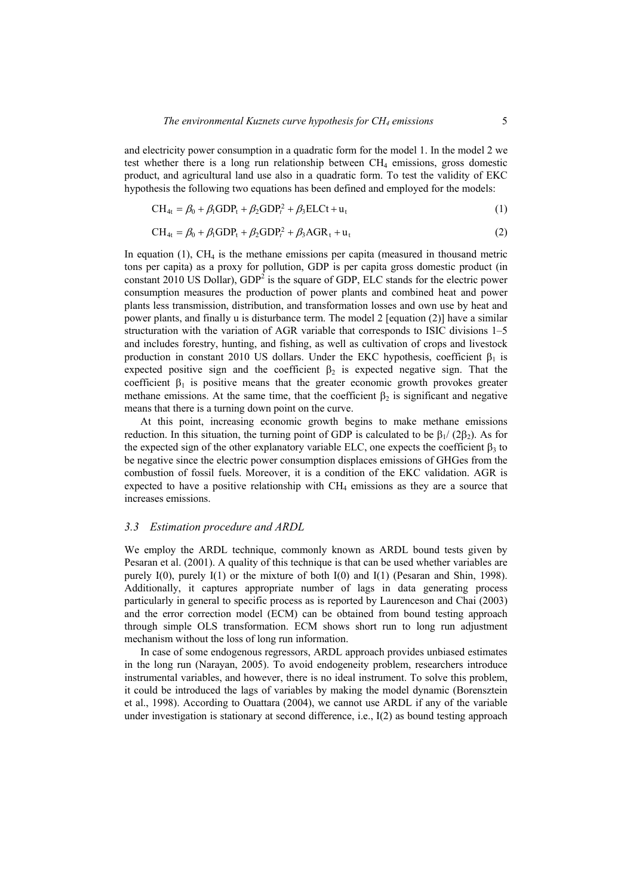and electricity power consumption in a quadratic form for the model 1. In the model 2 we test whether there is a long run relationship between $CH_4$ emissions, gross domestic product, and agricultural land use also in a quadratic form. To test the validity of EKC hypothesis the following two equations has been defined and employed for the models:

$$CH_{4t} = \beta_0 + \beta_1 GDP_t + \beta_2 GDP_t^2 + \beta_3 ELCt + u_t \tag{1}$$

$$CH_{4t} = \beta_0 + \beta_1 GDP_t + \beta_2 GDP_t^2 + \beta_3 AGR_t + u_t \tag{2}$$

In equation (1), $CH_4$ is the methane emissions per capita (measured in thousand metric tons per capita) as a proxy for pollution, GDP is per capita gross domestic product (in constant 2010 US Dollar), $GDP^2$ is the square of GDP, ELC stands for the electric power consumption measures the production of power plants and combined heat and power plants less transmission, distribution, and transformation losses and own use by heat and power plants, and finally u is disturbance term. The model 2 [equation (2)] have a similar structuration with the variation of AGR variable that corresponds to ISIC divisions 1–5 and includes forestry, hunting, and fishing, as well as cultivation of crops and livestock production in constant 2010 US dollars. Under the EKC hypothesis, coefficient $\beta_1$ is expected positive sign and the coefficient $\beta_2$ is expected negative sign. That the coefficient $\beta_1$ is positive means that the greater economic growth provokes greater methane emissions. At the same time, that the coefficient $\beta_2$ is significant and negative means that there is a turning down point on the curve.

At this point, increasing economic growth begins to make methane emissions reduction. In this situation, the turning point of GDP is calculated to be $\beta_1/(2\beta_2)$. As for the expected sign of the other explanatory variable ELC, one expects the coefficient $\beta_3$ to be negative since the electric power consumption displaces emissions of GHGes from the combustion of fossil fuels. Moreover, it is a condition of the EKC validation. AGR is expected to have a positive relationship with $CH_4$ emissions as they are a source that increases emissions.

### 3.3 *Estimation procedure and ARDL*

We employ the ARDL technique, commonly known as ARDL bound tests given by Pesaran et al. (2001). A quality of this technique is that can be used whether variables are purely I(0), purely I(1) or the mixture of both I(0) and I(1) (Pesaran and Shin, 1998). Additionally, it captures appropriate number of lags in data generating process particularly in general to specific process as is reported by Laurenceson and Chai (2003) and the error correction model (ECM) can be obtained from bound testing approach through simple OLS transformation. ECM shows short run to long run adjustment mechanism without the loss of long run information.

In case of some endogenous regressors, ARDL approach provides unbiased estimates in the long run (Narayan, 2005). To avoid endogeneity problem, researchers introduce instrumental variables, and however, there is no ideal instrument. To solve this problem, it could be introduced the lags of variables by making the model dynamic (Borensztein et al., 1998). According to Ouattara (2004), we cannot use ARDL if any of the variable under investigation is stationary at second difference, i.e., I(2) as bound testing approach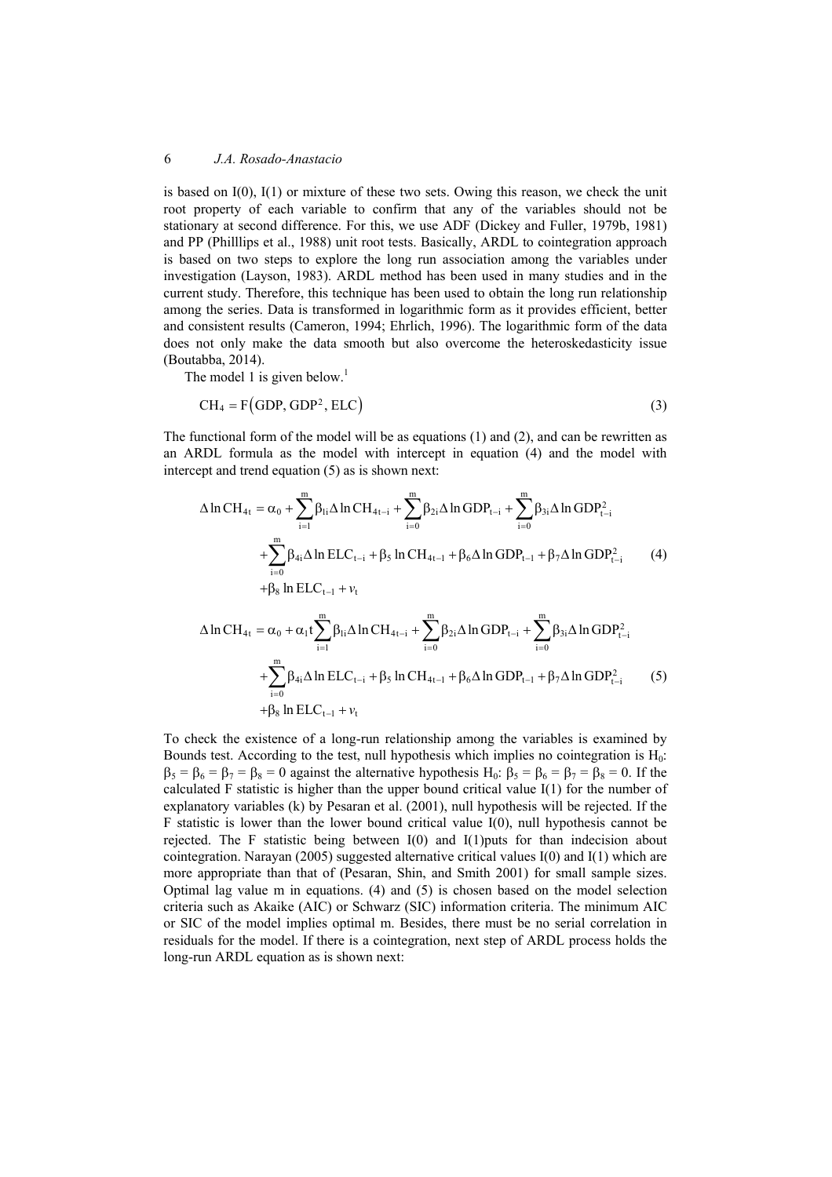is based on I(0), I(1) or mixture of these two sets. Owing this reason, we check the unit root property of each variable to confirm that any of the variables should not be stationary at second difference. For this, we use ADF (Dickey and Fuller, 1979b, 1981) and PP (Philllips et al., 1988) unit root tests. Basically, ARDL to cointegration approach is based on two steps to explore the long run association among the variables under investigation (Layson, 1983). ARDL method has been used in many studies and in the current study. Therefore, this technique has been used to obtain the long run relationship among the series. Data is transformed in logarithmic form as it provides efficient, better and consistent results (Cameron, 1994; Ehrlich, 1996). The logarithmic form of the data does not only make the data smooth but also overcome the heteroskedasticity issue (Boutabba, 2014).

The model 1 is given below.[1]

$$CH_4 = F\left(GDP, GDP^2, ELC\right) \tag{3}$$

The functional form of the model will be as equations (1) and (2), and can be rewritten as an ARDL formula as the model with intercept in equation (4) and the model with intercept and trend equation (5) as is shown next:

$$\begin{aligned}\Delta \ln CH_{4t} = {} & \alpha_0 + \sum_{i=1}^{m} \beta_{1i} \Delta \ln CH_{4t-i} + \sum_{i=0}^{m} \beta_{2i} \Delta \ln GDP_{t-i} + \sum_{i=0}^{m} \beta_{3i} \Delta \ln GDP_{t-i}^2 \\ & + \sum_{i=0}^{m} \beta_{4i} \Delta \ln ELC_{t-i} + \beta_5 \ln CH_{4t-1} + \beta_6 \Delta \ln GDP_{t-1} + \beta_7 \Delta \ln GDP_{t-i}^2 \\ & + \beta_8 \ln ELC_{t-1} + v_t\end{aligned} \tag{4}$$

$$\begin{aligned}\Delta \ln CH_{4t} = {} & \alpha_0 + \alpha_1 t \sum_{i=1}^{m} \beta_{1i} \Delta \ln CH_{4t-i} + \sum_{i=0}^{m} \beta_{2i} \Delta \ln GDP_{t-i} + \sum_{i=0}^{m} \beta_{3i} \Delta \ln GDP_{t-i}^2 \\ & + \sum_{i=0}^{m} \beta_{4i} \Delta \ln ELC_{t-i} + \beta_5 \ln CH_{4t-1} + \beta_6 \Delta \ln GDP_{t-1} + \beta_7 \Delta \ln GDP_{t-i}^2 \\ & + \beta_8 \ln ELC_{t-1} + v_t\end{aligned} \tag{5}$$

To check the existence of a long-run relationship among the variables is examined by Bounds test. According to the test, null hypothesis which implies no cointegration is $H_0$: $\beta_5 = \beta_6 = \beta_7 = \beta_8 = 0$ against the alternative hypothesis $H_0$: $\beta_5 = \beta_6 = \beta_7 = \beta_8 = 0$. If the calculated F statistic is higher than the upper bound critical value I(1) for the number of explanatory variables (k) by Pesaran et al. (2001), null hypothesis will be rejected. If the F statistic is lower than the lower bound critical value I(0), null hypothesis cannot be rejected. The F statistic being between I(0) and I(1)puts for than indecision about cointegration. Narayan (2005) suggested alternative critical values I(0) and I(1) which are more appropriate than that of (Pesaran, Shin, and Smith 2001) for small sample sizes. Optimal lag value m in equations. (4) and (5) is chosen based on the model selection criteria such as Akaike (AIC) or Schwarz (SIC) information criteria. The minimum AIC or SIC of the model implies optimal m. Besides, there must be no serial correlation in residuals for the model. If there is a cointegration, next step of ARDL process holds the long-run ARDL equation as is shown next: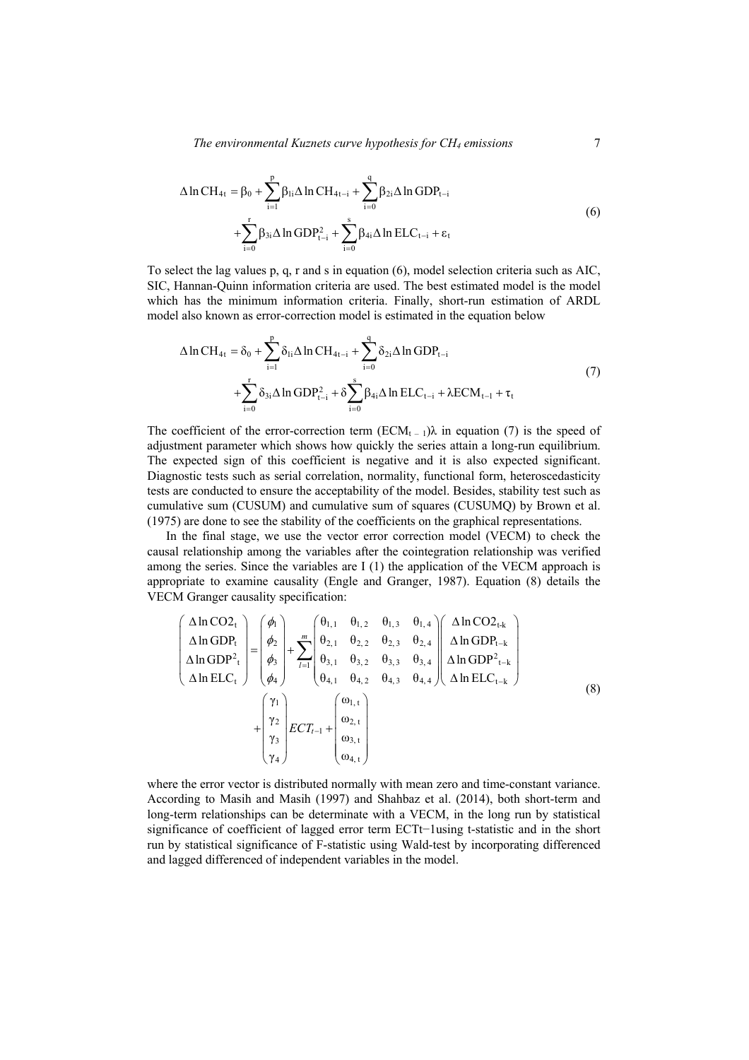$$\Delta \ln CH_{4t} = \beta_0 + \sum_{i=1}^{p} \beta_{1i} \Delta \ln CH_{4t-i} + \sum_{i=0}^{q} \beta_{2i} \Delta \ln GDP_{t-i} + \sum_{i=0}^{r} \beta_{3i} \Delta \ln GDP_{t-i}^2 + \sum_{i=0}^{s} \beta_{4i} \Delta \ln ELC_{t-i} + \varepsilon_t \tag{6}$$

To select the lag values p, q, r and s in equation (6), model selection criteria such as AIC, SIC, Hannan-Quinn information criteria are used. The best estimated model is the model which has the minimum information criteria. Finally, short-run estimation of ARDL model also known as error-correction model is estimated in the equation below

$$\Delta \ln CH_{4t} = \delta_0 + \sum_{i=1}^{p} \delta_{1i} \Delta \ln CH_{4t-i} + \sum_{i=0}^{q} \delta_{2i} \Delta \ln GDP_{t-i} + \sum_{i=0}^{r} \delta_{3i} \Delta \ln GDP_{t-i}^2 + \delta \sum_{i=0}^{s} \beta_{4i} \Delta \ln ELC_{t-i} + \lambda ECM_{t-1} + \tau_t \tag{7}$$

The coefficient of the error-correction term ($ECM_{t-1}$)$\lambda$ in equation (7) is the speed of adjustment parameter which shows how quickly the series attain a long-run equilibrium. The expected sign of this coefficient is negative and it is also expected significant. Diagnostic tests such as serial correlation, normality, functional form, heteroscedasticity tests are conducted to ensure the acceptability of the model. Besides, stability test such as cumulative sum (CUSUM) and cumulative sum of squares (CUSUMQ) by Brown et al. (1975) are done to see the stability of the coefficients on the graphical representations.

In the final stage, we use the vector error correction model (VECM) to check the causal relationship among the variables after the cointegration relationship was verified among the series. Since the variables are I (1) the application of the VECM approach is appropriate to examine causality (Engle and Granger, 1987). Equation (8) details the VECM Granger causality specification:

$$\begin{pmatrix} \Delta \ln CO2_t \\ \Delta \ln GDP_t \\ \Delta \ln GDP^2_t \\ \Delta \ln ELC_t \end{pmatrix} = \begin{pmatrix} \phi_1 \\ \phi_2 \\ \phi_3 \\ \phi_4 \end{pmatrix} + \sum_{l=1}^{m} \begin{pmatrix} \theta_{1,1} & \theta_{1,2} & \theta_{1,3} & \theta_{1,4} \\ \theta_{2,1} & \theta_{2,2} & \theta_{2,3} & \theta_{2,4} \\ \theta_{3,1} & \theta_{3,2} & \theta_{3,3} & \theta_{3,4} \\ \theta_{4,1} & \theta_{4,2} & \theta_{4,3} & \theta_{4,4} \end{pmatrix} \begin{pmatrix} \Delta \ln CO2_{t-k} \\ \Delta \ln GDP_{t-k} \\ \Delta \ln GDP^2_{t-k} \\ \Delta \ln ELC_{t-k} \end{pmatrix} + \begin{pmatrix} \gamma_1 \\ \gamma_2 \\ \gamma_3 \\ \gamma_4 \end{pmatrix} ECT_{t-1} + \begin{pmatrix} \omega_{1,t} \\ \omega_{2,t} \\ \omega_{3,t} \\ \omega_{4,t} \end{pmatrix} \tag{8}$$

where the error vector is distributed normally with mean zero and time-constant variance. According to Masih and Masih (1997) and Shahbaz et al. (2014), both short-term and long-term relationships can be determinate with a VECM, in the long run by statistical significance of coefficient of lagged error term $ECT_{t-1}$using t-statistic and in the short run by statistical significance of F-statistic using Wald-test by incorporating differenced and lagged differenced of independent variables in the model.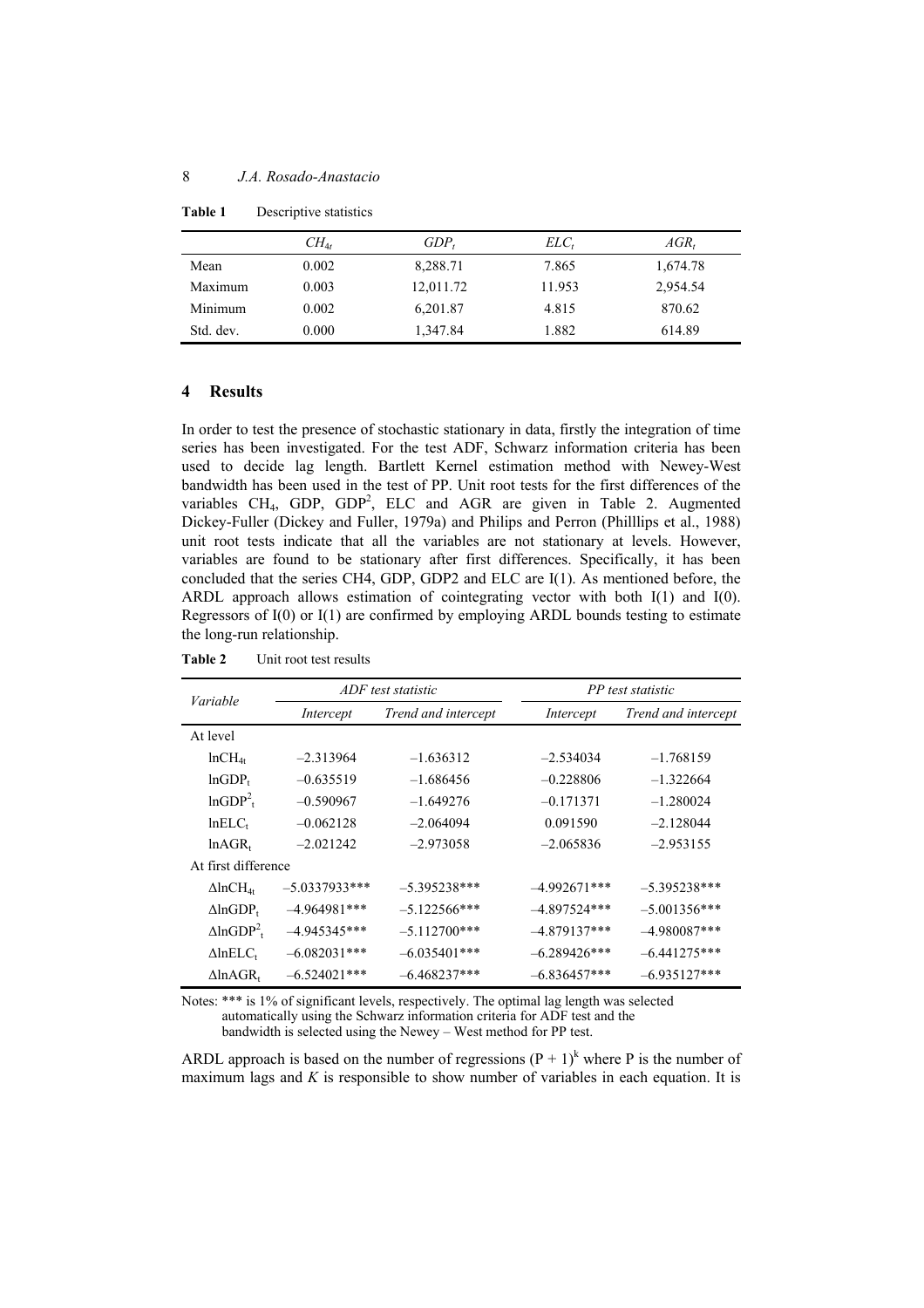**Table 1** Descriptive statistics

| | $CH_{4t}$ | $GDP_t$ | $ELC_t$ | $AGR_t$ |
|---|---|---|---|---|
| Mean | 0.002 | 8,288.71 | 7.865 | 1,674.78 |
| Maximum | 0.003 | 12,011.72 | 11.953 | 2,954.54 |
| Minimum | 0.002 | 6,201.87 | 4.815 | 870.62 |
| Std. dev. | 0.000 | 1,347.84 | 1.882 | 614.89 |

## 4 Results

In order to test the presence of stochastic stationary in data, firstly the integration of time series has been investigated. For the test ADF, Schwarz information criteria has been used to decide lag length. Bartlett Kernel estimation method with Newey-West bandwidth has been used in the test of PP. Unit root tests for the first differences of the variables $CH_4$, GDP, $GDP^2$, ELC and AGR are given in Table 2. Augmented Dickey-Fuller (Dickey and Fuller, 1979a) and Philips and Perron (Philllips et al., 1988) unit root tests indicate that all the variables are not stationary at levels. However, variables are found to be stationary after first differences. Specifically, it has been concluded that the series CH4, GDP, GDP2 and ELC are I(1). As mentioned before, the ARDL approach allows estimation of cointegrating vector with both I(1) and I(0). Regressors of I(0) or I(1) are confirmed by employing ARDL bounds testing to estimate the long-run relationship.

**Table 2** Unit root test results

| *Variable* | *ADF test statistic* | | *PP test statistic* | |
|---|---|---|---|---|
| | *Intercept* | *Trend and intercept* | *Intercept* | *Trend and intercept* |
| At level | | | | |
| $\ln CH_{4t}$ | –2.313964 | –1.636312 | –2.534034 | –1.768159 |
| $\ln GDP_t$ | –0.635519 | –1.686456 | –0.228806 | –1.322664 |
| $\ln GDP^2_t$ | –0.590967 | –1.649276 | –0.171371 | –1.280024 |
| $\ln ELC_t$ | –0.062128 | –2.064094 | 0.091590 | –2.128044 |
| $\ln AGR_t$ | –2.021242 | –2.973058 | –2.065836 | –2.953155 |
| At first difference | | | | |
| $\Delta\ln CH_{4t}$ | –5.0337933*** | –5.395238*** | –4.992671*** | –5.395238*** |
| $\Delta\ln GDP_t$ | –4.964981*** | –5.122566*** | –4.897524*** | –5.001356*** |
| $\Delta\ln GDP^2_t$ | –4.945345*** | –5.112700*** | –4.879137*** | –4.980087*** |
| $\Delta\ln ELC_t$ | –6.082031*** | –6.035401*** | –6.289426*** | –6.441275*** |
| $\Delta\ln AGR_t$ | –6.524021*** | –6.468237*** | –6.836457*** | –6.935127*** |

Notes: *** is 1% of significant levels, respectively. The optimal lag length was selected automatically using the Schwarz information criteria for ADF test and the bandwidth is selected using the Newey – West method for PP test.

ARDL approach is based on the number of regressions $(P + 1)^k$ where P is the number of maximum lags and $K$ is responsible to show number of variables in each equation. It is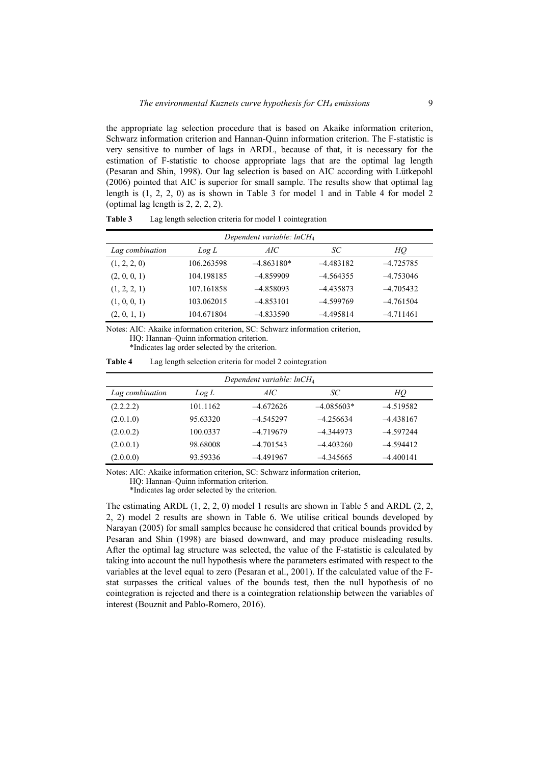the appropriate lag selection procedure that is based on Akaike information criterion, Schwarz information criterion and Hannan-Quinn information criterion. The F-statistic is very sensitive to number of lags in ARDL, because of that, it is necessary for the estimation of F-statistic to choose appropriate lags that are the optimal lag length (Pesaran and Shin, 1998). Our lag selection is based on AIC according with Lütkepohl (2006) pointed that AIC is superior for small sample. The results show that optimal lag length is (1, 2, 2, 0) as is shown in Table 3 for model 1 and in Table 4 for model 2 (optimal lag length is 2, 2, 2, 2).

**Table 3** Lag length selection criteria for model 1 cointegration

| *Dependent variable: $lnCH_4$* | | | | |
|---|---|---|---|---|
| *Lag combination* | *Log L* | *AIC* | *SC* | *HQ* |
| (1, 2, 2, 0) | 106.263598 | –4.863180* | –4.483182 | –4.725785 |
| (2, 0, 0, 1) | 104.198185 | –4.859909 | –4.564355 | –4.753046 |
| (1, 2, 2, 1) | 107.161858 | –4.858093 | –4.435873 | –4.705432 |
| (1, 0, 0, 1) | 103.062015 | –4.853101 | –4.599769 | –4.761504 |
| (2, 0, 1, 1) | 104.671804 | –4.833590 | –4.495814 | –4.711461 |

Notes: AIC: Akaike information criterion, SC: Schwarz information criterion, HQ: Hannan–Quinn information criterion.
*Indicates lag order selected by the criterion.

**Table 4** Lag length selection criteria for model 2 cointegration

| *Dependent variable: $lnCH_4$* | | | | |
|---|---|---|---|---|
| *Lag combination* | *Log L* | *AIC* | *SC* | *HQ* |
| (2.2.2.2) | 101.1162 | –4.672626 | –4.085603* | –4.519582 |
| (2.0.1.0) | 95.63320 | –4.545297 | –4.256634 | –4.438167 |
| (2.0.0.2) | 100.0337 | –4.719679 | –4.344973 | –4.597244 |
| (2.0.0.1) | 98.68008 | –4.701543 | –4.403260 | –4.594412 |
| (2.0.0.0) | 93.59336 | –4.491967 | –4.345665 | –4.400141 |

Notes: AIC: Akaike information criterion, SC: Schwarz information criterion, HQ: Hannan–Quinn information criterion.
*Indicates lag order selected by the criterion.

The estimating ARDL (1, 2, 2, 0) model 1 results are shown in Table 5 and ARDL (2, 2, 2, 2) model 2 results are shown in Table 6. We utilise critical bounds developed by Narayan (2005) for small samples because he considered that critical bounds provided by Pesaran and Shin (1998) are biased downward, and may produce misleading results. After the optimal lag structure was selected, the value of the F-statistic is calculated by taking into account the null hypothesis where the parameters estimated with respect to the variables at the level equal to zero (Pesaran et al., 2001). If the calculated value of the F-stat surpasses the critical values of the bounds test, then the null hypothesis of no cointegration is rejected and there is a cointegration relationship between the variables of interest (Bouznit and Pablo-Romero, 2016).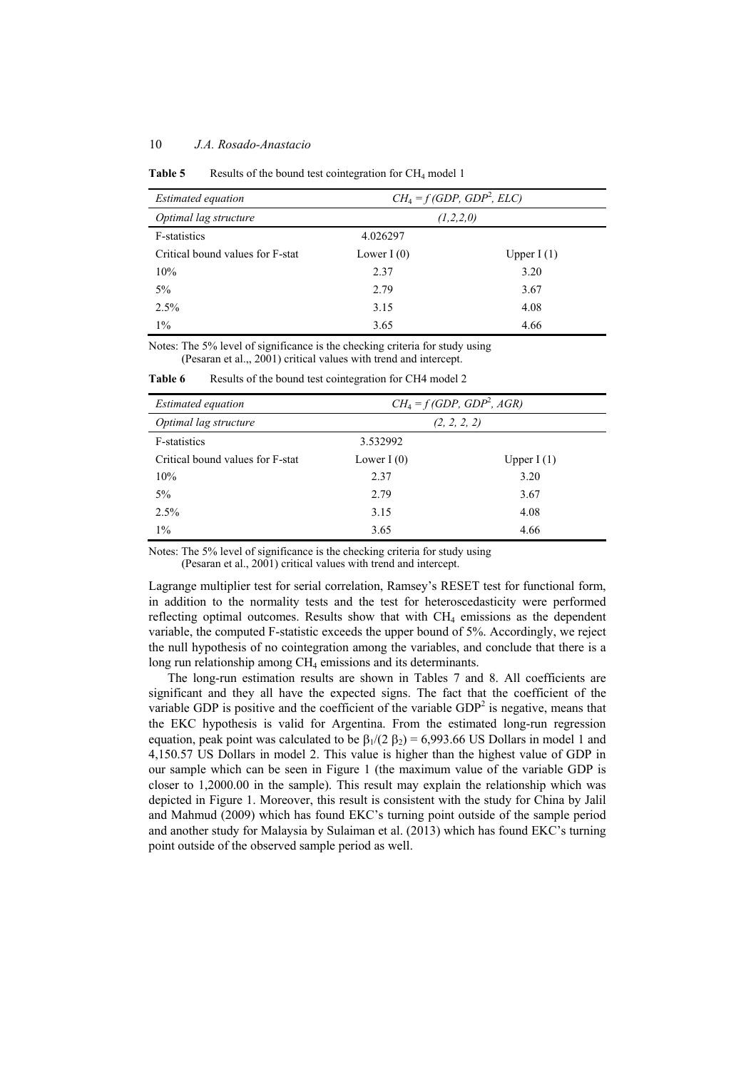**Table 5** Results of the bound test cointegration for $CH_4$ model 1

| *Estimated equation* | $CH_4 = f(GDP, GDP^2, ELC)$ | |
|---|---|---|
| *Optimal lag structure* | *(1,2,2,0)* | |
| F-statistics | 4.026297 | |
| Critical bound values for F-stat | Lower I (0) | Upper I (1) |
| 10% | 2.37 | 3.20 |
| 5% | 2.79 | 3.67 |
| 2.5% | 3.15 | 4.08 |
| 1% | 3.65 | 4.66 |

Notes: The 5% level of significance is the checking criteria for study using (Pesaran et al.,, 2001) critical values with trend and intercept.

**Table 6** Results of the bound test cointegration for CH4 model 2

| *Estimated equation* | $CH_4 = f(GDP, GDP^2, AGR)$ | |
|---|---|---|
| *Optimal lag structure* | *(2, 2, 2, 2)* | |
| F-statistics | 3.532992 | |
| Critical bound values for F-stat | Lower I (0) | Upper I (1) |
| 10% | 2.37 | 3.20 |
| 5% | 2.79 | 3.67 |
| 2.5% | 3.15 | 4.08 |
| 1% | 3.65 | 4.66 |

Notes: The 5% level of significance is the checking criteria for study using (Pesaran et al., 2001) critical values with trend and intercept.

Lagrange multiplier test for serial correlation, Ramsey's RESET test for functional form, in addition to the normality tests and the test for heteroscedasticity were performed reflecting optimal outcomes. Results show that with $CH_4$ emissions as the dependent variable, the computed F-statistic exceeds the upper bound of 5%. Accordingly, we reject the null hypothesis of no cointegration among the variables, and conclude that there is a long run relationship among $CH_4$ emissions and its determinants.

The long-run estimation results are shown in Tables 7 and 8. All coefficients are significant and they all have the expected signs. The fact that the coefficient of the variable GDP is positive and the coefficient of the variable $GDP^2$ is negative, means that the EKC hypothesis is valid for Argentina. From the estimated long-run regression equation, peak point was calculated to be $\beta_1/(2\,\beta_2) = 6{,}993.66$ US Dollars in model 1 and 4,150.57 US Dollars in model 2. This value is higher than the highest value of GDP in our sample which can be seen in Figure 1 (the maximum value of the variable GDP is closer to 1,2000.00 in the sample). This result may explain the relationship which was depicted in Figure 1. Moreover, this result is consistent with the study for China by Jalil and Mahmud (2009) which has found EKC's turning point outside of the sample period and another study for Malaysia by Sulaiman et al. (2013) which has found EKC's turning point outside of the observed sample period as well.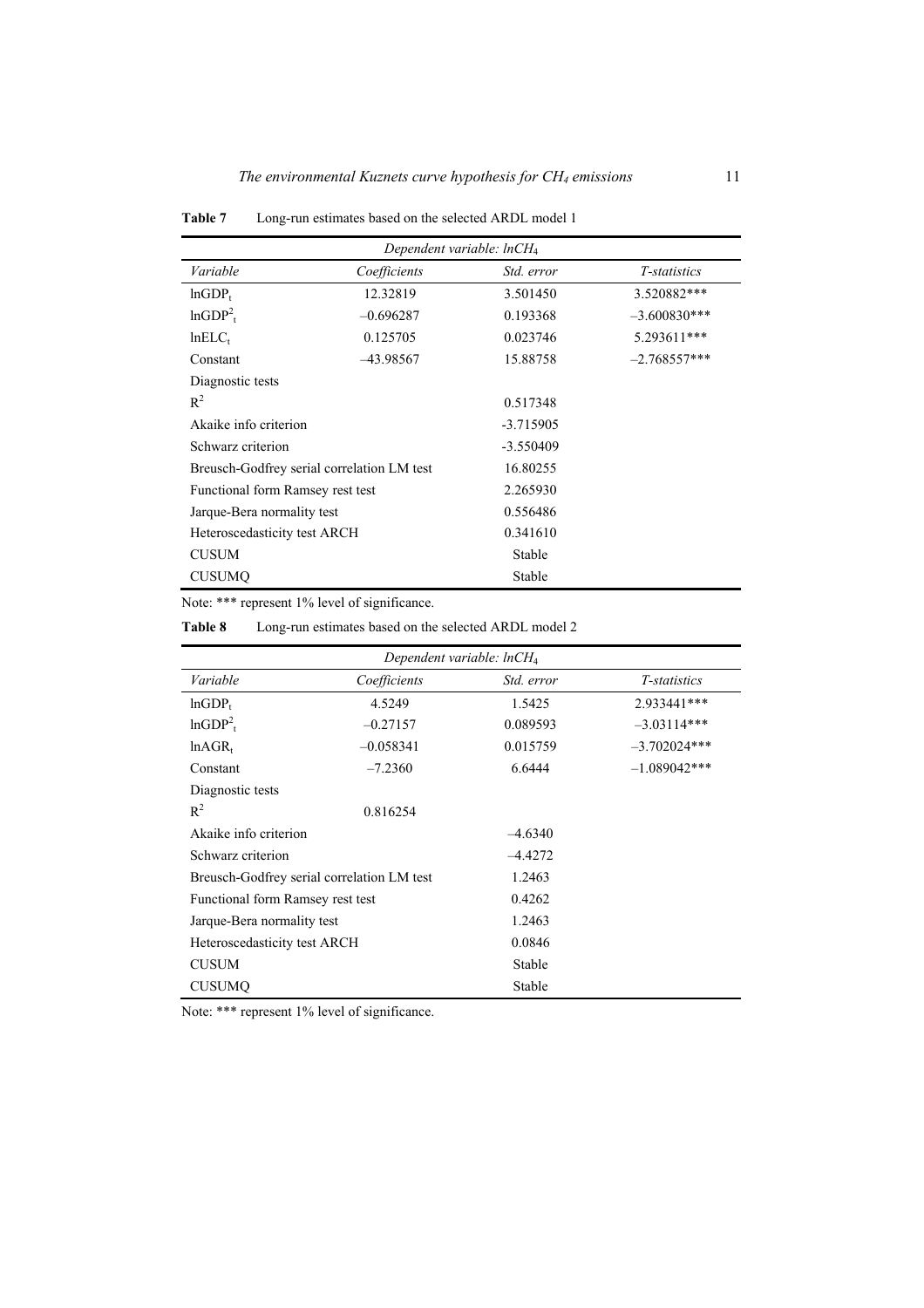**Table 7** Long-run estimates based on the selected ARDL model 1

| Dependent variable: $lnCH_4$ | | | |
|---|---|---|---|
| *Variable* | *Coefficients* | *Std. error* | *T-statistics* |
| $lnGDP_t$ | 12.32819 | 3.501450 | 3.520882*** |
| $lnGDP^2_t$ | –0.696287 | 0.193368 | –3.600830*** |
| $lnELC_t$ | 0.125705 | 0.023746 | 5.293611*** |
| Constant | –43.98567 | 15.88758 | –2.768557*** |
| Diagnostic tests | | | |
| $R^2$ | | 0.517348 | |
| Akaike info criterion | | -3.715905 | |
| Schwarz criterion | | -3.550409 | |
| Breusch-Godfrey serial correlation LM test | | 16.80255 | |
| Functional form Ramsey rest test | | 2.265930 | |
| Jarque-Bera normality test | | 0.556486 | |
| Heteroscedasticity test ARCH | | 0.341610 | |
| CUSUM | | Stable | |
| CUSUMQ | | Stable | |

Note: *** represent 1% level of significance.

**Table 8** Long-run estimates based on the selected ARDL model 2

| Dependent variable: $lnCH_4$ | | | |
|---|---|---|---|
| *Variable* | *Coefficients* | *Std. error* | *T-statistics* |
| $lnGDP_t$ | 4.5249 | 1.5425 | 2.933441*** |
| $lnGDP^2_t$ | –0.27157 | 0.089593 | –3.03114*** |
| $lnAGR_t$ | –0.058341 | 0.015759 | –3.702024*** |
| Constant | –7.2360 | 6.6444 | –1.089042*** |
| Diagnostic tests | | | |
| $R^2$ | 0.816254 | | |
| Akaike info criterion | | –4.6340 | |
| Schwarz criterion | | –4.4272 | |
| Breusch-Godfrey serial correlation LM test | | 1.2463 | |
| Functional form Ramsey rest test | | 0.4262 | |
| Jarque-Bera normality test | | 1.2463 | |
| Heteroscedasticity test ARCH | | 0.0846 | |
| CUSUM | | Stable | |
| CUSUMQ | | Stable | |

Note: *** represent 1% level of significance.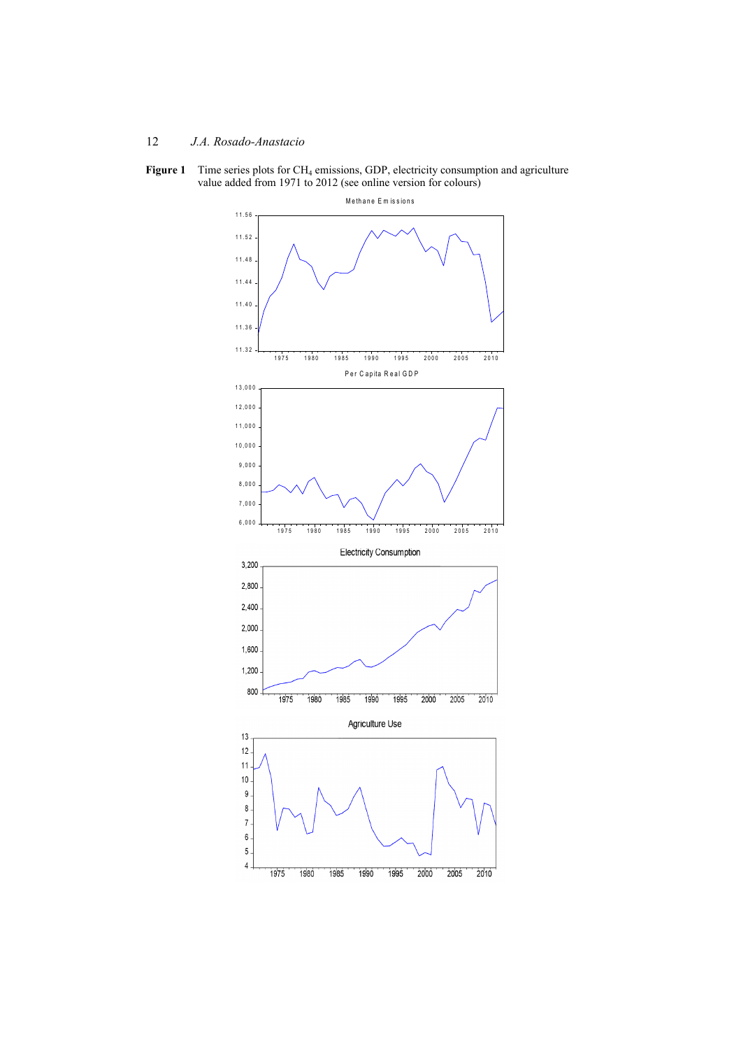**Figure 1** Time series plots for $CH_4$ emissions, GDP, electricity consumption and agriculture value added from 1971 to 2012 (see online version for colours)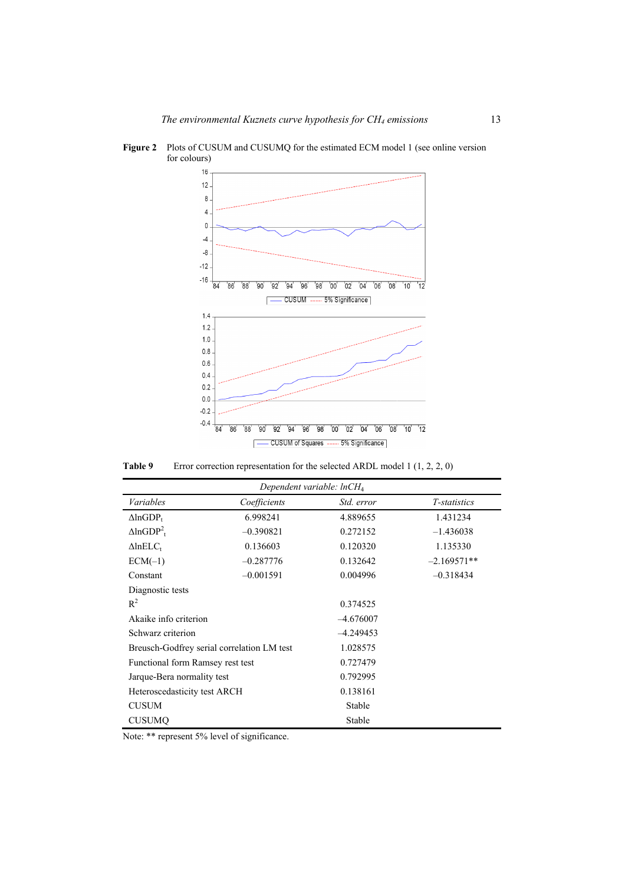**Figure 2** Plots of CUSUM and CUSUMQ for the estimated ECM model 1 (see online version for colours)

**Table 9** Error correction representation for the selected ARDL model 1 (1, 2, 2, 0)

| *Dependent variable: lnCH*$_4$ | | | |
|---|---|---|---|
| *Variables* | *Coefficients* | *Std. error* | *T-statistics* |
| $\Delta lnGDP_t$ | 6.998241 | 4.889655 | 1.431234 |
| $\Delta lnGDP^2_t$ | –0.390821 | 0.272152 | –1.436038 |
| $\Delta lnELC_t$ | 0.136603 | 0.120320 | 1.135330 |
| ECM(–1) | –0.287776 | 0.132642 | –2.169571** |
| Constant | –0.001591 | 0.004996 | –0.318434 |
| Diagnostic tests | | | |
| $R^2$ | | 0.374525 | |
| Akaike info criterion | | –4.676007 | |
| Schwarz criterion | | –4.249453 | |
| Breusch-Godfrey serial correlation LM test | | 1.028575 | |
| Functional form Ramsey rest test | | 0.727479 | |
| Jarque-Bera normality test | | 0.792995 | |
| Heteroscedasticity test ARCH | | 0.138161 | |
| CUSUM | | Stable | |
| CUSUMQ | | Stable | |

Note: ** represent 5% level of significance.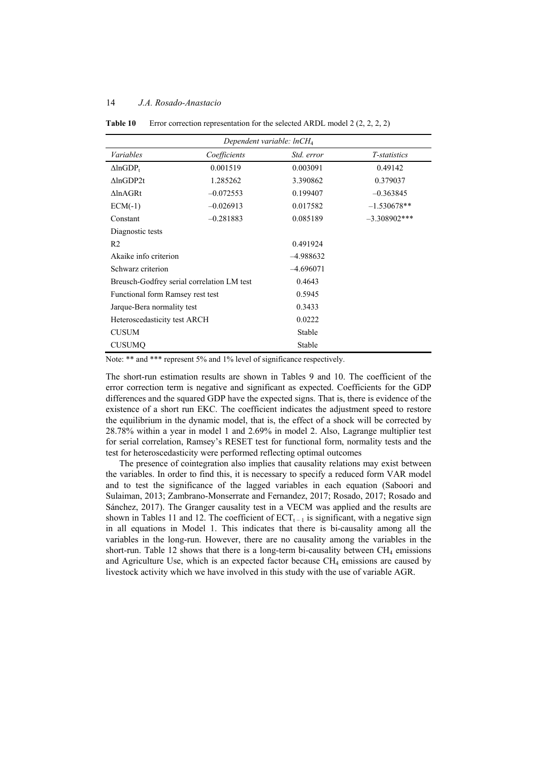**Table 10** Error correction representation for the selected ARDL model 2 (2, 2, 2, 2)

| *Dependent variable: ln$CH_4$* | | | |
|---|---|---|---|
| *Variables* | *Coefficients* | *Std. error* | *T-statistics* |
| $\Delta$ln$GDP_t$ | 0.001519 | 0.003091 | 0.49142 |
| $\Delta$lnGDP2t | 1.285262 | 3.390862 | 0.379037 |
| $\Delta$lnAGRt | –0.072553 | 0.199407 | –0.363845 |
| ECM(-1) | –0.026913 | 0.017582 | –1.530678** |
| Constant | –0.281883 | 0.085189 | –3.308902*** |
| Diagnostic tests | | | |
| R2 | | 0.491924 | |
| Akaike info criterion | | –4.988632 | |
| Schwarz criterion | | –4.696071 | |
| Breusch-Godfrey serial correlation LM test | | 0.4643 | |
| Functional form Ramsey rest test | | 0.5945 | |
| Jarque-Bera normality test | | 0.3433 | |
| Heteroscedasticity test ARCH | | 0.0222 | |
| CUSUM | | Stable | |
| CUSUMQ | | Stable | |

Note: ** and *** represent 5% and 1% level of significance respectively.

The short-run estimation results are shown in Tables 9 and 10. The coefficient of the error correction term is negative and significant as expected. Coefficients for the GDP differences and the squared GDP have the expected signs. That is, there is evidence of the existence of a short run EKC. The coefficient indicates the adjustment speed to restore the equilibrium in the dynamic model, that is, the effect of a shock will be corrected by 28.78% within a year in model 1 and 2.69% in model 2. Also, Lagrange multiplier test for serial correlation, Ramsey's RESET test for functional form, normality tests and the test for heteroscedasticity were performed reflecting optimal outcomes

The presence of cointegration also implies that causality relations may exist between the variables. In order to find this, it is necessary to specify a reduced form VAR model and to test the significance of the lagged variables in each equation (Saboori and Sulaiman, 2013; Zambrano-Monserrate and Fernandez, 2017; Rosado, 2017; Rosado and Sánchez, 2017). The Granger causality test in a VECM was applied and the results are shown in Tables 11 and 12. The coefficient of $ECT_{t-1}$ is significant, with a negative sign in all equations in Model 1. This indicates that there is bi-causality among all the variables in the long-run. However, there are no causality among the variables in the short-run. Table 12 shows that there is a long-term bi-causality between $CH_4$ emissions and Agriculture Use, which is an expected factor because $CH_4$ emissions are caused by livestock activity which we have involved in this study with the use of variable AGR.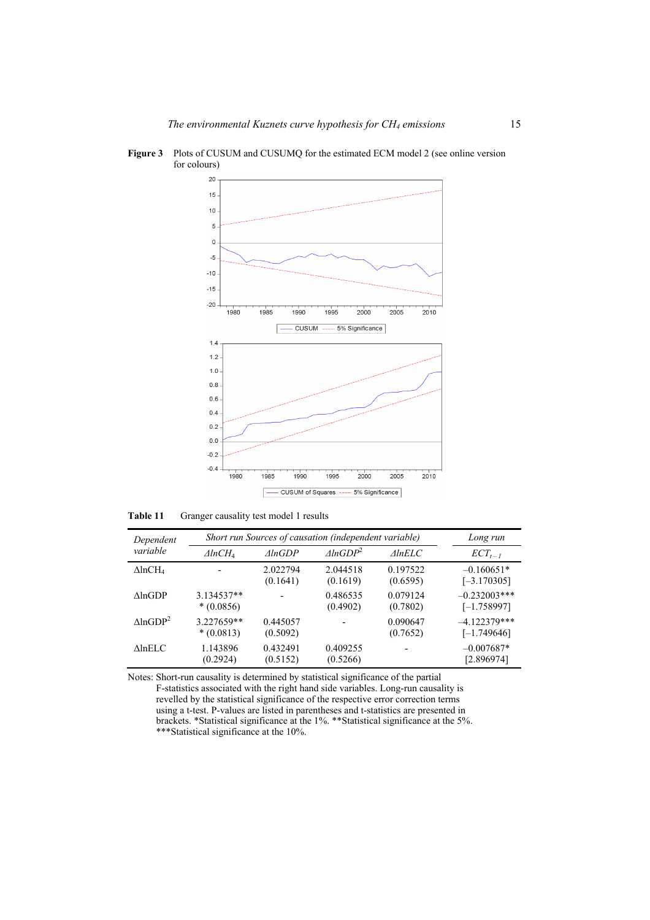**Figure 3** Plots of CUSUM and CUSUMQ for the estimated ECM model 2 (see online version for colours)

**Table 11** Granger causality test model 1 results

| Dependent variable | Short run Sources of causation (independent variable) | | | | Long run |
|---|---|---|---|---|---|
| | *ΔlnCH₄* | *ΔlnGDP* | *ΔlnGDP²* | *ΔlnELC* | $ECT_{t-1}$ |
| ΔlnCH₄ | - | 2.022794 (0.1641) | 2.044518 (0.1619) | 0.197522 (0.6595) | –0.160651* [–3.170305] |
| ΔlnGDP | 3.134537*** (0.0856) | - | 0.486535 (0.4902) | 0.079124 (0.7802) | –0.232003*** [–1.758997] |
| ΔlnGDP² | 3.227659*** (0.0813) | 0.445057 (0.5092) | - | 0.090647 (0.7652) | –4.122379*** [–1.749646] |
| ΔlnELC | 1.143896 (0.2924) | 0.432491 (0.5152) | 0.409255 (0.5266) | - | –0.007687* [2.896974] |

Notes: Short-run causality is determined by statistical significance of the partial F-statistics associated with the right hand side variables. Long-run causality is revelled by the statistical significance of the respective error correction terms using a t-test. P-values are listed in parentheses and t-statistics are presented in brackets. *Statistical significance at the 1%. **Statistical significance at the 5%. ***Statistical significance at the 10%.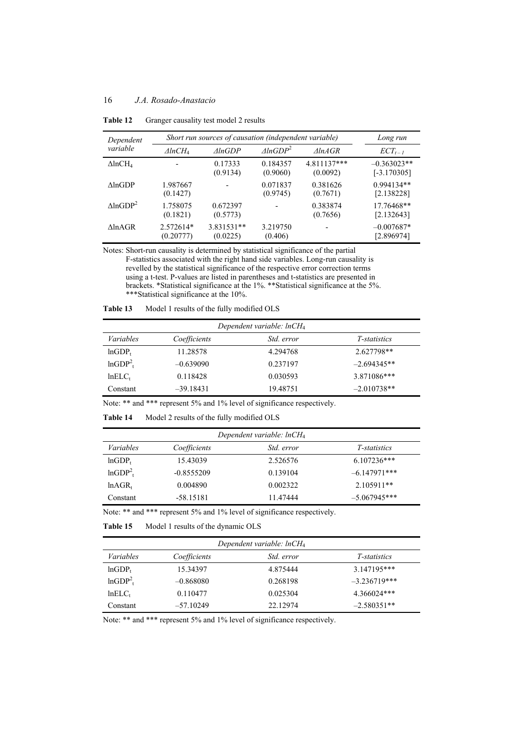**Table 12** Granger causality test model 2 results

| Dependent variable | Short run sources of causation (independent variable) | | | | Long run |
|---|---|---|---|---|---|
| | $\Delta lnCH_4$ | $\Delta lnGDP$ | $\Delta lnGDP^2$ | $\Delta lnAGR$ | $ECT_{t-1}$ |
| $\Delta lnCH_4$ | - | 0.17333 (0.9134) | 0.184357 (0.9060) | 4.811137*** (0.0092) | –0.363023** [-3.170305] |
| $\Delta lnGDP$ | 1.987667 (0.1427) | - | 0.071837 (0.9745) | 0.381626 (0.7671) | 0.994134** [2.138228] |
| $\Delta lnGDP^2$ | 1.758075 (0.1821) | 0.672397 (0.5773) | - | 0.383874 (0.7656) | 17.76468** [2.132643] |
| $\Delta lnAGR$ | 2.572614* (0.20777) | 3.831531** (0.0225) | 3.219750 (0.406) | - | –0.007687* [2.896974] |

Notes: Short-run causality is determined by statistical significance of the partial F-statistics associated with the right hand side variables. Long-run causality is revelled by the statistical significance of the respective error correction terms using a t-test. P-values are listed in parentheses and t-statistics are presented in brackets. *Statistical significance at the 1%. **Statistical significance at the 5%. ***Statistical significance at the 10%.

**Table 13** Model 1 results of the fully modified OLS

| Dependent variable: $lnCH_4$ | | | |
|---|---|---|---|
| *Variables* | *Coefficients* | *Std. error* | *T-statistics* |
| $lnGDP_t$ | 11.28578 | 4.294768 | 2.627798** |
| $lnGDP^2_t$ | –0.639090 | 0.237197 | –2.694345** |
| $lnELC_t$ | 0.118428 | 0.030593 | 3.871086*** |
| Constant | –39.18431 | 19.48751 | –2.010738** |

Note: ** and *** represent 5% and 1% level of significance respectively.

**Table 14** Model 2 results of the fully modified OLS

| Dependent variable: $lnCH_4$ | | | |
|---|---|---|---|
| *Variables* | *Coefficients* | *Std. error* | *T-statistics* |
| $lnGDP_t$ | 15.43039 | 2.526576 | 6.107236*** |
| $lnGDP^2_t$ | -0.8555209 | 0.139104 | –6.147971*** |
| $lnAGR_t$ | 0.004890 | 0.002322 | 2.105911** |
| Constant | -58.15181 | 11.47444 | –5.067945*** |

Note: ** and *** represent 5% and 1% level of significance respectively.

**Table 15** Model 1 results of the dynamic OLS

| Dependent variable: $lnCH_4$ | | | |
|---|---|---|---|
| *Variables* | *Coefficients* | *Std. error* | *T-statistics* |
| $lnGDP_t$ | 15.34397 | 4.875444 | 3.147195*** |
| $lnGDP^2_t$ | –0.868080 | 0.268198 | –3.236719*** |
| $lnELC_t$ | 0.110477 | 0.025304 | 4.366024*** |
| Constant | –57.10249 | 22.12974 | –2.580351** |

Note: ** and *** represent 5% and 1% level of significance respectively.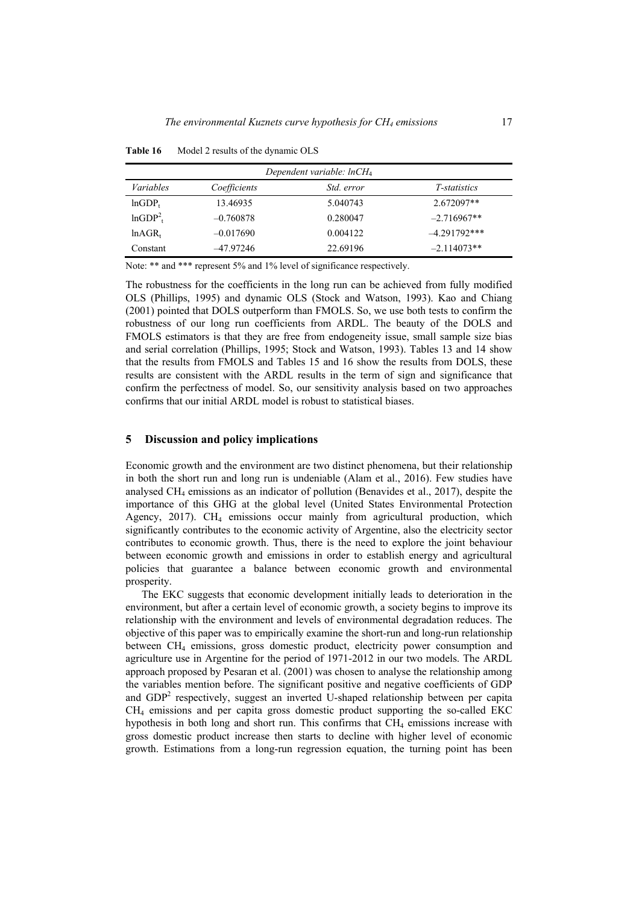**Table 16** Model 2 results of the dynamic OLS

| *Dependent variable: $lnCH_4$* | | | |
|---|---|---|---|
| *Variables* | *Coefficients* | *Std. error* | *T-statistics* |
| $lnGDP_t$ | 13.46935 | 5.040743 | 2.672097** |
| $lnGDP^2_t$ | –0.760878 | 0.280047 | –2.716967** |
| $lnAGR_t$ | –0.017690 | 0.004122 | –4.291792*** |
| Constant | –47.97246 | 22.69196 | –2.114073** |

Note: ** and *** represent 5% and 1% level of significance respectively.

The robustness for the coefficients in the long run can be achieved from fully modified OLS (Phillips, 1995) and dynamic OLS (Stock and Watson, 1993). Kao and Chiang (2001) pointed that DOLS outperform than FMOLS. So, we use both tests to confirm the robustness of our long run coefficients from ARDL. The beauty of the DOLS and FMOLS estimators is that they are free from endogeneity issue, small sample size bias and serial correlation (Phillips, 1995; Stock and Watson, 1993). Tables 13 and 14 show that the results from FMOLS and Tables 15 and 16 show the results from DOLS, these results are consistent with the ARDL results in the term of sign and significance that confirm the perfectness of model. So, our sensitivity analysis based on two approaches confirms that our initial ARDL model is robust to statistical biases.

## 5 Discussion and policy implications

Economic growth and the environment are two distinct phenomena, but their relationship in both the short run and long run is undeniable (Alam et al., 2016). Few studies have analysed $CH_4$ emissions as an indicator of pollution (Benavides et al., 2017), despite the importance of this GHG at the global level (United States Environmental Protection Agency, 2017). $CH_4$ emissions occur mainly from agricultural production, which significantly contributes to the economic activity of Argentine, also the electricity sector contributes to economic growth. Thus, there is the need to explore the joint behaviour between economic growth and emissions in order to establish energy and agricultural policies that guarantee a balance between economic growth and environmental prosperity.

The EKC suggests that economic development initially leads to deterioration in the environment, but after a certain level of economic growth, a society begins to improve its relationship with the environment and levels of environmental degradation reduces. The objective of this paper was to empirically examine the short-run and long-run relationship between $CH_4$ emissions, gross domestic product, electricity power consumption and agriculture use in Argentine for the period of 1971-2012 in our two models. The ARDL approach proposed by Pesaran et al. (2001) was chosen to analyse the relationship among the variables mention before. The significant positive and negative coefficients of GDP and $GDP^2$ respectively, suggest an inverted U-shaped relationship between per capita $CH_4$ emissions and per capita gross domestic product supporting the so-called EKC hypothesis in both long and short run. This confirms that $CH_4$ emissions increase with gross domestic product increase then starts to decline with higher level of economic growth. Estimations from a long-run regression equation, the turning point has been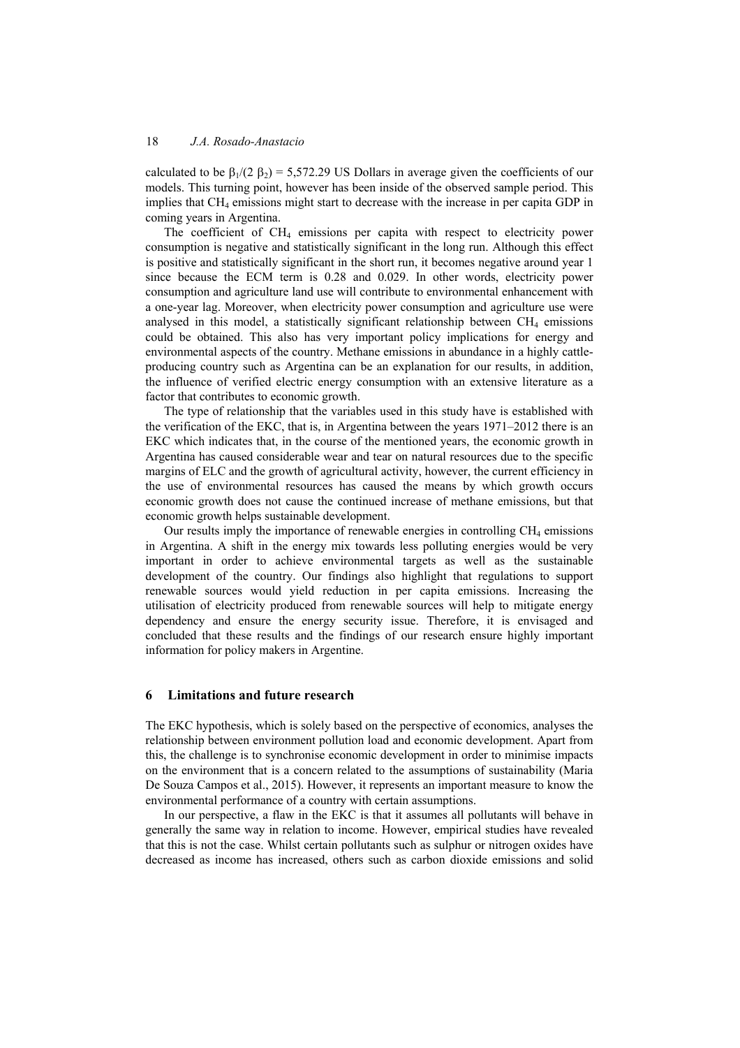calculated to be $\beta_1/(2\ \beta_2)$ = 5,572.29 US Dollars in average given the coefficients of our models. This turning point, however has been inside of the observed sample period. This implies that $CH_4$ emissions might start to decrease with the increase in per capita GDP in coming years in Argentina.

The coefficient of $CH_4$ emissions per capita with respect to electricity power consumption is negative and statistically significant in the long run. Although this effect is positive and statistically significant in the short run, it becomes negative around year 1 since because the ECM term is 0.28 and 0.029. In other words, electricity power consumption and agriculture land use will contribute to environmental enhancement with a one-year lag. Moreover, when electricity power consumption and agriculture use were analysed in this model, a statistically significant relationship between $CH_4$ emissions could be obtained. This also has very important policy implications for energy and environmental aspects of the country. Methane emissions in abundance in a highly cattle-producing country such as Argentina can be an explanation for our results, in addition, the influence of verified electric energy consumption with an extensive literature as a factor that contributes to economic growth.

The type of relationship that the variables used in this study have is established with the verification of the EKC, that is, in Argentina between the years 1971–2012 there is an EKC which indicates that, in the course of the mentioned years, the economic growth in Argentina has caused considerable wear and tear on natural resources due to the specific margins of ELC and the growth of agricultural activity, however, the current efficiency in the use of environmental resources has caused the means by which growth occurs economic growth does not cause the continued increase of methane emissions, but that economic growth helps sustainable development.

Our results imply the importance of renewable energies in controlling $CH_4$ emissions in Argentina. A shift in the energy mix towards less polluting energies would be very important in order to achieve environmental targets as well as the sustainable development of the country. Our findings also highlight that regulations to support renewable sources would yield reduction in per capita emissions. Increasing the utilisation of electricity produced from renewable sources will help to mitigate energy dependency and ensure the energy security issue. Therefore, it is envisaged and concluded that these results and the findings of our research ensure highly important information for policy makers in Argentine.

## 6 Limitations and future research

The EKC hypothesis, which is solely based on the perspective of economics, analyses the relationship between environment pollution load and economic development. Apart from this, the challenge is to synchronise economic development in order to minimise impacts on the environment that is a concern related to the assumptions of sustainability (Maria De Souza Campos et al., 2015). However, it represents an important measure to know the environmental performance of a country with certain assumptions.

In our perspective, a flaw in the EKC is that it assumes all pollutants will behave in generally the same way in relation to income. However, empirical studies have revealed that this is not the case. Whilst certain pollutants such as sulphur or nitrogen oxides have decreased as income has increased, others such as carbon dioxide emissions and solid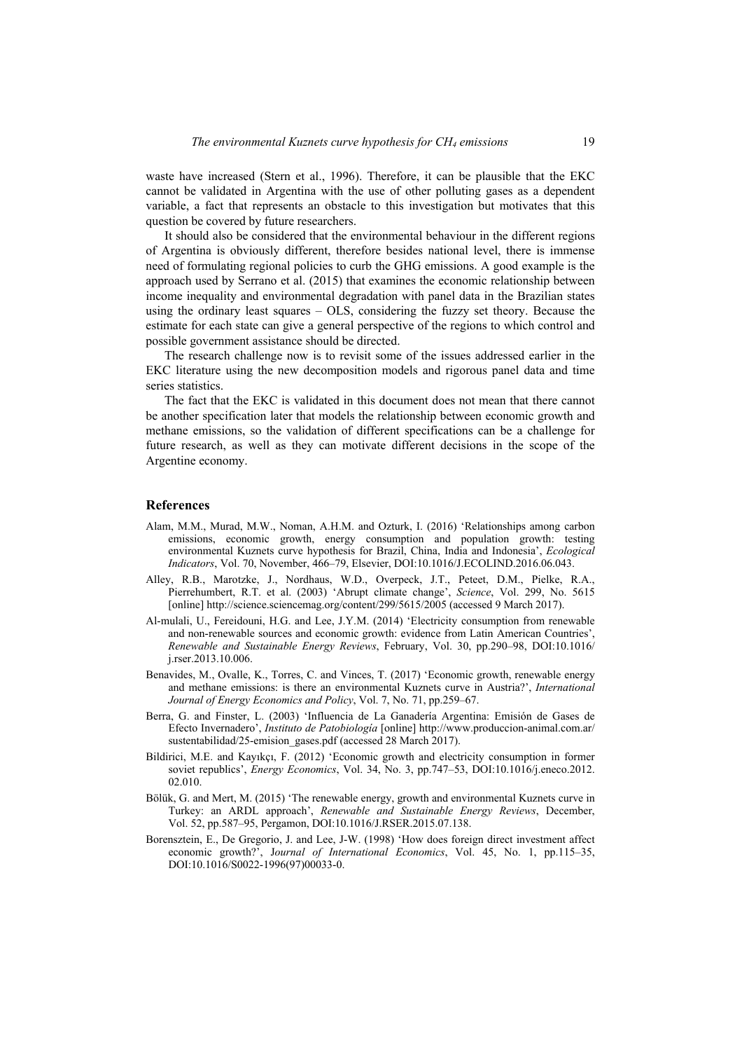waste have increased (Stern et al., 1996). Therefore, it can be plausible that the EKC cannot be validated in Argentina with the use of other polluting gases as a dependent variable, a fact that represents an obstacle to this investigation but motivates that this question be covered by future researchers.

It should also be considered that the environmental behaviour in the different regions of Argentina is obviously different, therefore besides national level, there is immense need of formulating regional policies to curb the GHG emissions. A good example is the approach used by Serrano et al. (2015) that examines the economic relationship between income inequality and environmental degradation with panel data in the Brazilian states using the ordinary least squares – OLS, considering the fuzzy set theory. Because the estimate for each state can give a general perspective of the regions to which control and possible government assistance should be directed.

The research challenge now is to revisit some of the issues addressed earlier in the EKC literature using the new decomposition models and rigorous panel data and time series statistics.

The fact that the EKC is validated in this document does not mean that there cannot be another specification later that models the relationship between economic growth and methane emissions, so the validation of different specifications can be a challenge for future research, as well as they can motivate different decisions in the scope of the Argentine economy.

## References

Alam, M.M., Murad, M.W., Noman, A.H.M. and Ozturk, I. (2016) 'Relationships among carbon emissions, economic growth, energy consumption and population growth: testing environmental Kuznets curve hypothesis for Brazil, China, India and Indonesia', *Ecological Indicators*, Vol. 70, November, 466–79, Elsevier, DOI:10.1016/J.ECOLIND.2016.06.043.

Alley, R.B., Marotzke, J., Nordhaus, W.D., Overpeck, J.T., Peteet, D.M., Pielke, R.A., Pierrehumbert, R.T. et al. (2003) 'Abrupt climate change', *Science*, Vol. 299, No. 5615 [online] http://science.sciencemag.org/content/299/5615/2005 (accessed 9 March 2017).

Al-mulali, U., Fereidouni, H.G. and Lee, J.Y.M. (2014) 'Electricity consumption from renewable and non-renewable sources and economic growth: evidence from Latin American Countries', *Renewable and Sustainable Energy Reviews*, February, Vol. 30, pp.290–98, DOI:10.1016/j.rser.2013.10.006.

Benavides, M., Ovalle, K., Torres, C. and Vinces, T. (2017) 'Economic growth, renewable energy and methane emissions: is there an environmental Kuznets curve in Austria?', *International Journal of Energy Economics and Policy*, Vol. 7, No. 71, pp.259–67.

Berra, G. and Finster, L. (2003) 'Influencia de La Ganadería Argentina: Emisión de Gases de Efecto Invernadero', *Instituto de Patobiología* [online] http://www.produccion-animal.com.ar/sustentabilidad/25-emision_gases.pdf (accessed 28 March 2017).

Bildirici, M.E. and Kayıkçı, F. (2012) 'Economic growth and electricity consumption in former soviet republics', *Energy Economics*, Vol. 34, No. 3, pp.747–53, DOI:10.1016/j.eneco.2012.02.010.

Bölük, G. and Mert, M. (2015) 'The renewable energy, growth and environmental Kuznets curve in Turkey: an ARDL approach', *Renewable and Sustainable Energy Reviews*, December, Vol. 52, pp.587–95, Pergamon, DOI:10.1016/J.RSER.2015.07.138.

Borensztein, E., De Gregorio, J. and Lee, J-W. (1998) 'How does foreign direct investment affect economic growth?', *Journal of International Economics*, Vol. 45, No. 1, pp.115–35, DOI:10.1016/S0022-1996(97)00033-0.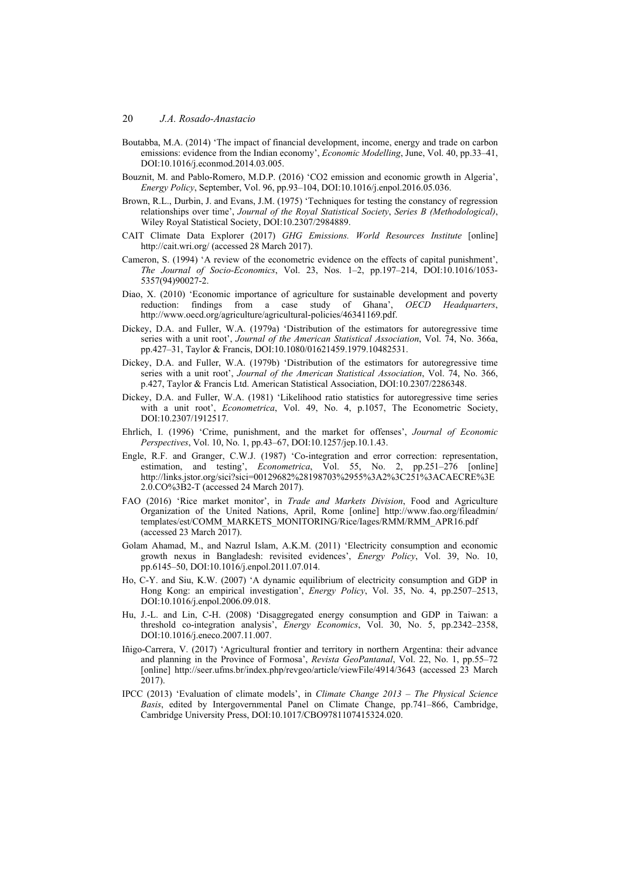Boutabba, M.A. (2014) 'The impact of financial development, income, energy and trade on carbon emissions: evidence from the Indian economy', *Economic Modelling*, June, Vol. 40, pp.33–41, DOI:10.1016/j.econmod.2014.03.005.

Bouznit, M. and Pablo-Romero, M.D.P. (2016) 'CO2 emission and economic growth in Algeria', *Energy Policy*, September, Vol. 96, pp.93–104, DOI:10.1016/j.enpol.2016.05.036.

Brown, R.L., Durbin, J. and Evans, J.M. (1975) 'Techniques for testing the constancy of regression relationships over time', *Journal of the Royal Statistical Society*, *Series B (Methodological)*, Wiley Royal Statistical Society, DOI:10.2307/2984889.

CAIT Climate Data Explorer (2017) *GHG Emissions. World Resources Institute* [online] http://cait.wri.org/ (accessed 28 March 2017).

Cameron, S. (1994) 'A review of the econometric evidence on the effects of capital punishment', *The Journal of Socio-Economics*, Vol. 23, Nos. 1–2, pp.197–214, DOI:10.1016/1053-5357(94)90027-2.

Diao, X. (2010) 'Economic importance of agriculture for sustainable development and poverty reduction: findings from a case study of Ghana', *OECD Headquarters*, http://www.oecd.org/agriculture/agricultural-policies/46341169.pdf.

Dickey, D.A. and Fuller, W.A. (1979a) 'Distribution of the estimators for autoregressive time series with a unit root', *Journal of the American Statistical Association*, Vol. 74, No. 366a, pp.427–31, Taylor & Francis, DOI:10.1080/01621459.1979.10482531.

Dickey, D.A. and Fuller, W.A. (1979b) 'Distribution of the estimators for autoregressive time series with a unit root', *Journal of the American Statistical Association*, Vol. 74, No. 366, p.427, Taylor & Francis Ltd. American Statistical Association, DOI:10.2307/2286348.

Dickey, D.A. and Fuller, W.A. (1981) 'Likelihood ratio statistics for autoregressive time series with a unit root', *Econometrica*, Vol. 49, No. 4, p.1057, The Econometric Society, DOI:10.2307/1912517.

Ehrlich, I. (1996) 'Crime, punishment, and the market for offenses', *Journal of Economic Perspectives*, Vol. 10, No. 1, pp.43–67, DOI:10.1257/jep.10.1.43.

Engle, R.F. and Granger, C.W.J. (1987) 'Co-integration and error correction: representation, estimation, and testing', *Econometrica*, Vol. 55, No. 2, pp.251–276 [online] http://links.jstor.org/sici?sici=00129682%28198703%2955%3A2%3C251%3ACAECRE%3E2.0.CO%3B2-T (accessed 24 March 2017).

FAO (2016) 'Rice market monitor', in *Trade and Markets Division*, Food and Agriculture Organization of the United Nations, April, Rome [online] http://www.fao.org/fileadmin/templates/est/COMM_MARKETS_MONITORING/Rice/Iages/RMM/RMM_APR16.pdf (accessed 23 March 2017).

Golam Ahamad, M., and Nazrul Islam, A.K.M. (2011) 'Electricity consumption and economic growth nexus in Bangladesh: revisited evidences', *Energy Policy*, Vol. 39, No. 10, pp.6145–50, DOI:10.1016/j.enpol.2011.07.014.

Ho, C-Y. and Siu, K.W. (2007) 'A dynamic equilibrium of electricity consumption and GDP in Hong Kong: an empirical investigation', *Energy Policy*, Vol. 35, No. 4, pp.2507–2513, DOI:10.1016/j.enpol.2006.09.018.

Hu, J.-L. and Lin, C-H. (2008) 'Disaggregated energy consumption and GDP in Taiwan: a threshold co-integration analysis', *Energy Economics*, Vol. 30, No. 5, pp.2342–2358, DOI:10.1016/j.eneco.2007.11.007.

Iñigo-Carrera, V. (2017) 'Agricultural frontier and territory in northern Argentina: their advance and planning in the Province of Formosa', *Revista GeoPantanal*, Vol. 22, No. 1, pp.55–72 [online] http://seer.ufms.br/index.php/revgeo/article/viewFile/4914/3643 (accessed 23 March 2017).

IPCC (2013) 'Evaluation of climate models', in *Climate Change 2013 – The Physical Science Basis*, edited by Intergovernmental Panel on Climate Change, pp.741–866, Cambridge, Cambridge University Press, DOI:10.1017/CBO9781107415324.020.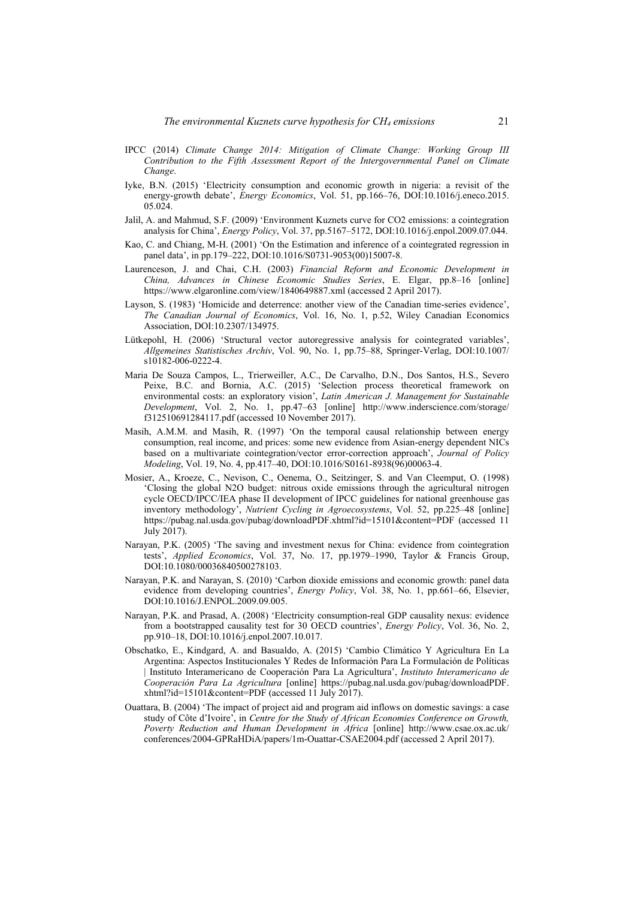IPCC (2014) *Climate Change 2014: Mitigation of Climate Change: Working Group III Contribution to the Fifth Assessment Report of the Intergovernmental Panel on Climate Change*.

Iyke, B.N. (2015) 'Electricity consumption and economic growth in nigeria: a revisit of the energy-growth debate', *Energy Economics*, Vol. 51, pp.166–76, DOI:10.1016/j.eneco.2015.05.024.

Jalil, A. and Mahmud, S.F. (2009) 'Environment Kuznets curve for CO2 emissions: a cointegration analysis for China', *Energy Policy*, Vol. 37, pp.5167–5172, DOI:10.1016/j.enpol.2009.07.044.

Kao, C. and Chiang, M-H. (2001) 'On the Estimation and inference of a cointegrated regression in panel data', in pp.179–222, DOI:10.1016/S0731-9053(00)15007-8.

Laurenceson, J. and Chai, C.H. (2003) *Financial Reform and Economic Development in China, Advances in Chinese Economic Studies Series*, E. Elgar, pp.8–16 [online] https://www.elgaronline.com/view/1840649887.xml (accessed 2 April 2017).

Layson, S. (1983) 'Homicide and deterrence: another view of the Canadian time-series evidence', *The Canadian Journal of Economics*, Vol. 16, No. 1, p.52, Wiley Canadian Economics Association, DOI:10.2307/134975.

Lütkepohl, H. (2006) 'Structural vector autoregressive analysis for cointegrated variables', *Allgemeines Statistisches Archiv*, Vol. 90, No. 1, pp.75–88, Springer-Verlag, DOI:10.1007/s10182-006-0222-4.

Maria De Souza Campos, L., Trierweiller, A.C., De Carvalho, D.N., Dos Santos, H.S., Severo Peixe, B.C. and Bornia, A.C. (2015) 'Selection process theoretical framework on environmental costs: an exploratory vision', *Latin American J. Management for Sustainable Development*, Vol. 2, No. 1, pp.47–63 [online] http://www.inderscience.com/storage/f312510691284117.pdf (accessed 10 November 2017).

Masih, A.M.M. and Masih, R. (1997) 'On the temporal causal relationship between energy consumption, real income, and prices: some new evidence from Asian-energy dependent NICs based on a multivariate cointegration/vector error-correction approach', *Journal of Policy Modeling*, Vol. 19, No. 4, pp.417–40, DOI:10.1016/S0161-8938(96)00063-4.

Mosier, A., Kroeze, C., Nevison, C., Oenema, O., Seitzinger, S. and Van Cleemput, O. (1998) 'Closing the global N2O budget: nitrous oxide emissions through the agricultural nitrogen cycle OECD/IPCC/IEA phase II development of IPCC guidelines for national greenhouse gas inventory methodology', *Nutrient Cycling in Agroecosystems*, Vol. 52, pp.225–48 [online] https://pubag.nal.usda.gov/pubag/downloadPDF.xhtml?id=15101&content=PDF (accessed 11 July 2017).

Narayan, P.K. (2005) 'The saving and investment nexus for China: evidence from cointegration tests', *Applied Economics*, Vol. 37, No. 17, pp.1979–1990, Taylor & Francis Group, DOI:10.1080/00036840500278103.

Narayan, P.K. and Narayan, S. (2010) 'Carbon dioxide emissions and economic growth: panel data evidence from developing countries', *Energy Policy*, Vol. 38, No. 1, pp.661–66, Elsevier, DOI:10.1016/J.ENPOL.2009.09.005.

Narayan, P.K. and Prasad, A. (2008) 'Electricity consumption-real GDP causality nexus: evidence from a bootstrapped causality test for 30 OECD countries', *Energy Policy*, Vol. 36, No. 2, pp.910–18, DOI:10.1016/j.enpol.2007.10.017.

Obschatko, E., Kindgard, A. and Basualdo, A. (2015) 'Cambio Climático Y Agricultura En La Argentina: Aspectos Institucionales Y Redes de Información Para La Formulación de Políticas | Instituto Interamericano de Cooperación Para La Agricultura', *Instituto Interamericano de Cooperación Para La Agricultura* [online] https://pubag.nal.usda.gov/pubag/downloadPDF.xhtml?id=15101&content=PDF (accessed 11 July 2017).

Ouattara, B. (2004) 'The impact of project aid and program aid inflows on domestic savings: a case study of Côte d'Ivoire', in *Centre for the Study of African Economies Conference on Growth, Poverty Reduction and Human Development in Africa* [online] http://www.csae.ox.ac.uk/conferences/2004-GPRaHDiA/papers/1m-Ouattar-CSAE2004.pdf (accessed 2 April 2017).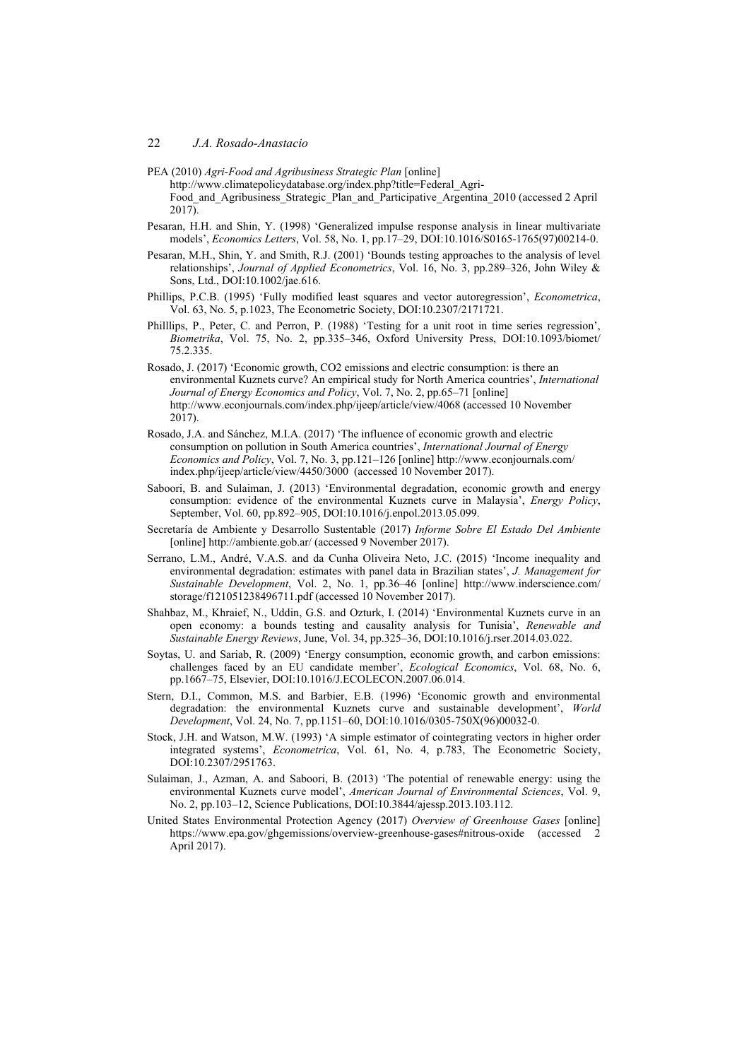PEA (2010) *Agri-Food and Agribusiness Strategic Plan* [online] http://www.climatepolicydatabase.org/index.php?title=Federal_Agri-Food_and_Agribusiness_Strategic_Plan_and_Participative_Argentina_2010 (accessed 2 April 2017).

Pesaran, H.H. and Shin, Y. (1998) 'Generalized impulse response analysis in linear multivariate models', *Economics Letters*, Vol. 58, No. 1, pp.17–29, DOI:10.1016/S0165-1765(97)00214-0.

Pesaran, M.H., Shin, Y. and Smith, R.J. (2001) 'Bounds testing approaches to the analysis of level relationships', *Journal of Applied Econometrics*, Vol. 16, No. 3, pp.289–326, John Wiley & Sons, Ltd., DOI:10.1002/jae.616.

Phillips, P.C.B. (1995) 'Fully modified least squares and vector autoregression', *Econometrica*, Vol. 63, No. 5, p.1023, The Econometric Society, DOI:10.2307/2171721.

Philllips, P., Peter, C. and Perron, P. (1988) 'Testing for a unit root in time series regression', *Biometrika*, Vol. 75, No. 2, pp.335–346, Oxford University Press, DOI:10.1093/biomet/75.2.335.

Rosado, J. (2017) 'Economic growth, CO2 emissions and electric consumption: is there an environmental Kuznets curve? An empirical study for North America countries', *International Journal of Energy Economics and Policy*, Vol. 7, No. 2, pp.65–71 [online] http://www.econjournals.com/index.php/ijeep/article/view/4068 (accessed 10 November 2017).

Rosado, J.A. and Sánchez, M.I.A. (2017) 'The influence of economic growth and electric consumption on pollution in South America countries', *International Journal of Energy Economics and Policy*, Vol. 7, No. 3, pp.121–126 [online] http://www.econjournals.com/index.php/ijeep/article/view/4450/3000 (accessed 10 November 2017).

Saboori, B. and Sulaiman, J. (2013) 'Environmental degradation, economic growth and energy consumption: evidence of the environmental Kuznets curve in Malaysia', *Energy Policy*, September, Vol. 60, pp.892–905, DOI:10.1016/j.enpol.2013.05.099.

Secretaría de Ambiente y Desarrollo Sustentable (2017) *Informe Sobre El Estado Del Ambiente* [online] http://ambiente.gob.ar/ (accessed 9 November 2017).

Serrano, L.M., André, V.A.S. and da Cunha Oliveira Neto, J.C. (2015) 'Income inequality and environmental degradation: estimates with panel data in Brazilian states', *J. Management for Sustainable Development*, Vol. 2, No. 1, pp.36–46 [online] http://www.inderscience.com/storage/f121051238496711.pdf (accessed 10 November 2017).

Shahbaz, M., Khraief, N., Uddin, G.S. and Ozturk, I. (2014) 'Environmental Kuznets curve in an open economy: a bounds testing and causality analysis for Tunisia', *Renewable and Sustainable Energy Reviews*, June, Vol. 34, pp.325–36, DOI:10.1016/j.rser.2014.03.022.

Soytas, U. and Sariab, R. (2009) 'Energy consumption, economic growth, and carbon emissions: challenges faced by an EU candidate member', *Ecological Economics*, Vol. 68, No. 6, pp.1667–75, Elsevier, DOI:10.1016/J.ECOLECON.2007.06.014.

Stern, D.I., Common, M.S. and Barbier, E.B. (1996) 'Economic growth and environmental degradation: the environmental Kuznets curve and sustainable development', *World Development*, Vol. 24, No. 7, pp.1151–60, DOI:10.1016/0305-750X(96)00032-0.

Stock, J.H. and Watson, M.W. (1993) 'A simple estimator of cointegrating vectors in higher order integrated systems', *Econometrica*, Vol. 61, No. 4, p.783, The Econometric Society, DOI:10.2307/2951763.

Sulaiman, J., Azman, A. and Saboori, B. (2013) 'The potential of renewable energy: using the environmental Kuznets curve model', *American Journal of Environmental Sciences*, Vol. 9, No. 2, pp.103–12, Science Publications, DOI:10.3844/ajessp.2013.103.112.

United States Environmental Protection Agency (2017) *Overview of Greenhouse Gases* [online] https://www.epa.gov/ghgemissions/overview-greenhouse-gases#nitrous-oxide (accessed 2 April 2017).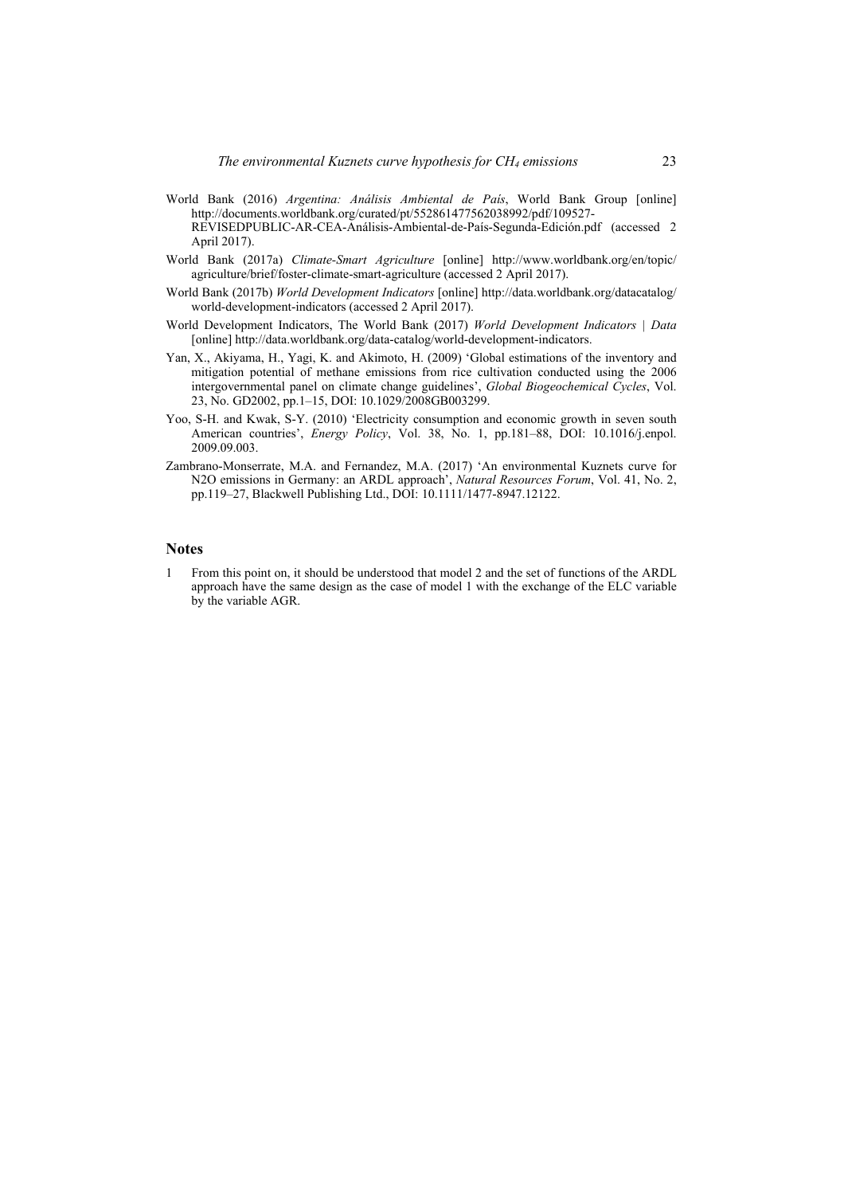World Bank (2016) *Argentina: Análisis Ambiental de País*, World Bank Group [online] http://documents.worldbank.org/curated/pt/552861477562038992/pdf/109527-REVISEDPUBLIC-AR-CEA-Análisis-Ambiental-de-País-Segunda-Edición.pdf (accessed 2 April 2017).

World Bank (2017a) *Climate-Smart Agriculture* [online] http://www.worldbank.org/en/topic/agriculture/brief/foster-climate-smart-agriculture (accessed 2 April 2017).

World Bank (2017b) *World Development Indicators* [online] http://data.worldbank.org/datacatalog/world-development-indicators (accessed 2 April 2017).

World Development Indicators, The World Bank (2017) *World Development Indicators | Data* [online] http://data.worldbank.org/data-catalog/world-development-indicators.

Yan, X., Akiyama, H., Yagi, K. and Akimoto, H. (2009) 'Global estimations of the inventory and mitigation potential of methane emissions from rice cultivation conducted using the 2006 intergovernmental panel on climate change guidelines', *Global Biogeochemical Cycles*, Vol. 23, No. GD2002, pp.1–15, DOI: 10.1029/2008GB003299.

Yoo, S-H. and Kwak, S-Y. (2010) 'Electricity consumption and economic growth in seven south American countries', *Energy Policy*, Vol. 38, No. 1, pp.181–88, DOI: 10.1016/j.enpol.2009.09.003.

Zambrano-Monserrate, M.A. and Fernandez, M.A. (2017) 'An environmental Kuznets curve for N2O emissions in Germany: an ARDL approach', *Natural Resources Forum*, Vol. 41, No. 2, pp.119–27, Blackwell Publishing Ltd., DOI: 10.1111/1477-8947.12122.

## Notes

1 From this point on, it should be understood that model 2 and the set of functions of the ARDL approach have the same design as the case of model 1 with the exchange of the ELC variable by the variable AGR.